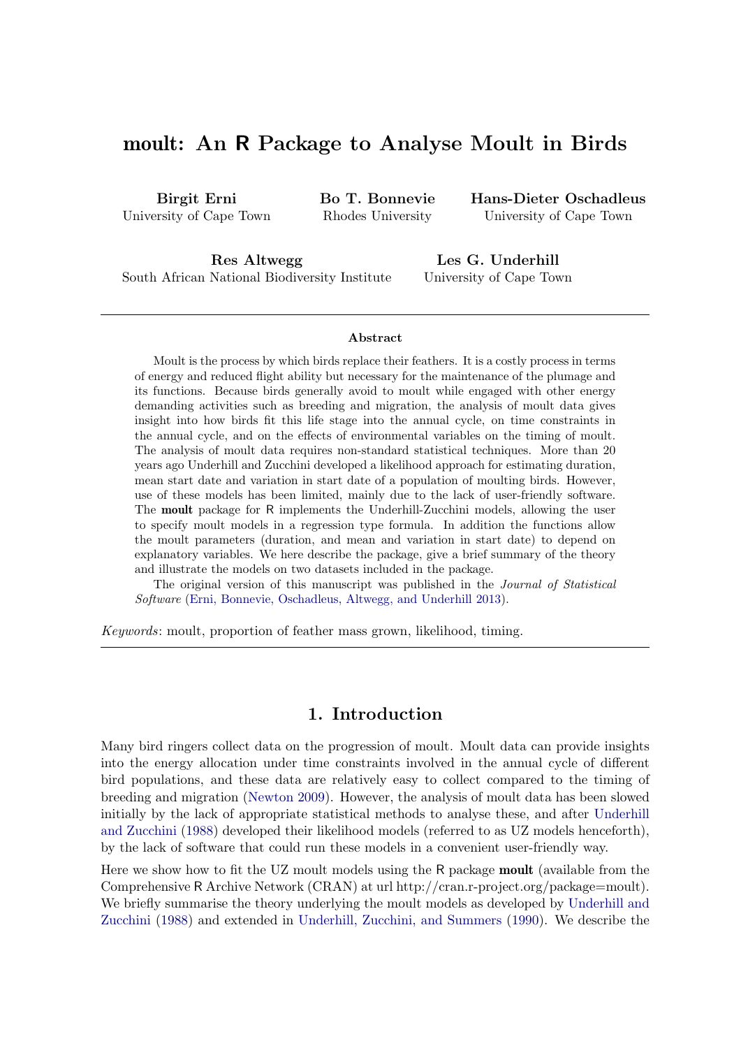# moult: An R Package to Analyse Moult in Birds

**Birgit Erni**
University of Cape Town

**Bo T. Bonnevie**
Rhodes University

**Hans-Dieter Oschadleus**
University of Cape Town

**Res Altwegg**
South African National Biodiversity Institute

**Les G. Underhill**
University of Cape Town

---

### Abstract

Moult is the process by which birds replace their feathers. It is a costly process in terms of energy and reduced flight ability but necessary for the maintenance of the plumage and its functions. Because birds generally avoid to moult while engaged with other energy demanding activities such as breeding and migration, the analysis of moult data gives insight into how birds fit this life stage into the annual cycle, on time constraints in the annual cycle, and on the effects of environmental variables on the timing of moult. The analysis of moult data requires non-standard statistical techniques. More than 20 years ago Underhill and Zucchini developed a likelihood approach for estimating duration, mean start date and variation in start date of a population of moulting birds. However, use of these models has been limited, mainly due to the lack of user-friendly software. The **moult** package for R implements the Underhill-Zucchini models, allowing the user to specify moult models in a regression type formula. In addition the functions allow the moult parameters (duration, and mean and variation in start date) to depend on explanatory variables. We here describe the package, give a brief summary of the theory and illustrate the models on two datasets included in the package.

The original version of this manuscript was published in the *Journal of Statistical Software* (Erni, Bonnevie, Oschadleus, Altwegg, and Underhill 2013).

*Keywords*: moult, proportion of feather mass grown, likelihood, timing.

---

## 1. Introduction

Many bird ringers collect data on the progression of moult. Moult data can provide insights into the energy allocation under time constraints involved in the annual cycle of different bird populations, and these data are relatively easy to collect compared to the timing of breeding and migration (Newton 2009). However, the analysis of moult data has been slowed initially by the lack of appropriate statistical methods to analyse these, and after Underhill and Zucchini (1988) developed their likelihood models (referred to as UZ models henceforth), by the lack of software that could run these models in a convenient user-friendly way.

Here we show how to fit the UZ moult models using the R package **moult** (available from the Comprehensive R Archive Network (CRAN) at url http://cran.r-project.org/package=moult). We briefly summarise the theory underlying the moult models as developed by Underhill and Zucchini (1988) and extended in Underhill, Zucchini, and Summers (1990). We describe the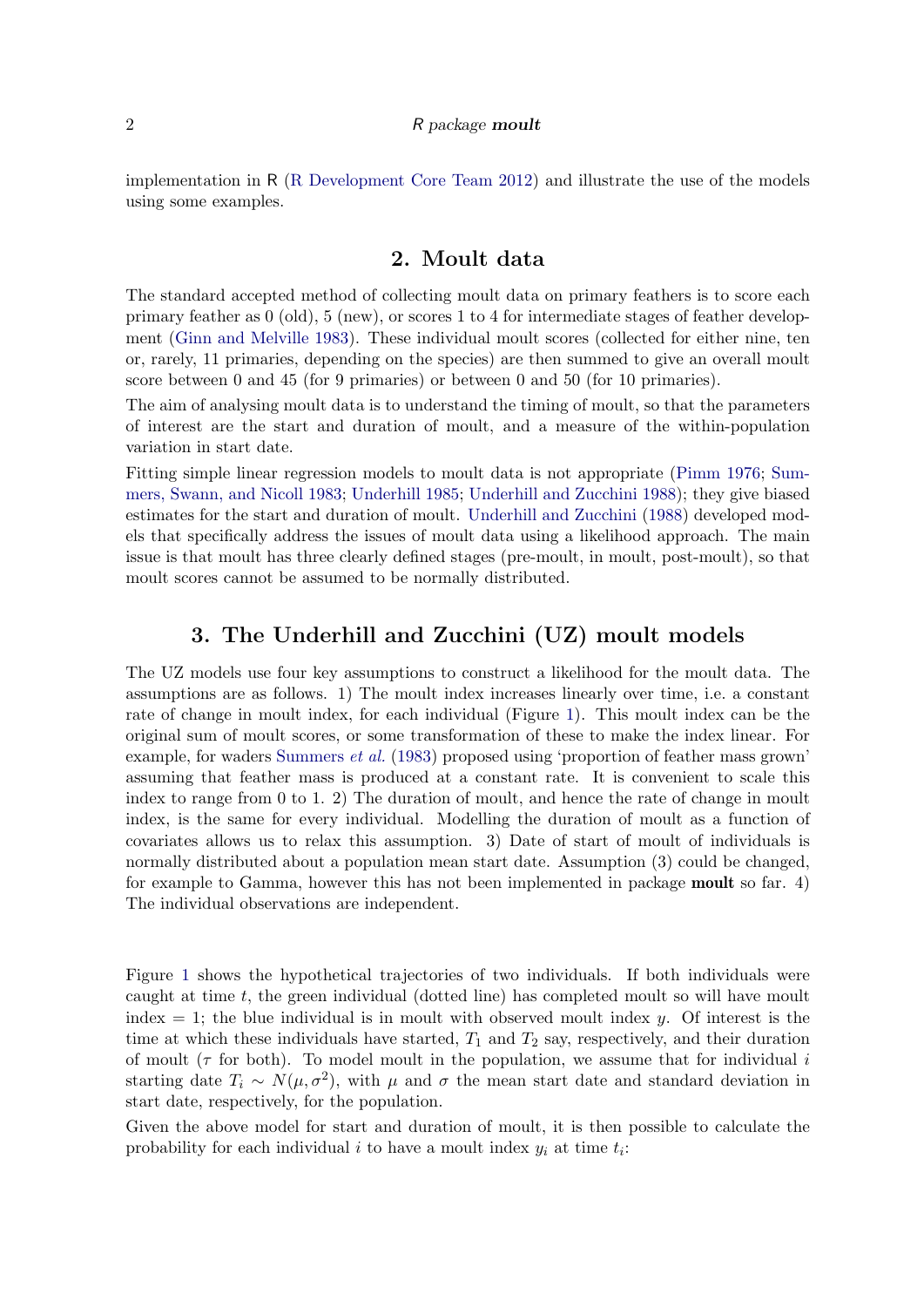implementation in R (R Development Core Team 2012) and illustrate the use of the models using some examples.

## 2. Moult data

The standard accepted method of collecting moult data on primary feathers is to score each primary feather as 0 (old), 5 (new), or scores 1 to 4 for intermediate stages of feather development (Ginn and Melville 1983). These individual moult scores (collected for either nine, ten or, rarely, 11 primaries, depending on the species) are then summed to give an overall moult score between 0 and 45 (for 9 primaries) or between 0 and 50 (for 10 primaries).

The aim of analysing moult data is to understand the timing of moult, so that the parameters of interest are the start and duration of moult, and a measure of the within-population variation in start date.

Fitting simple linear regression models to moult data is not appropriate (Pimm 1976; Summers, Swann, and Nicoll 1983; Underhill 1985; Underhill and Zucchini 1988); they give biased estimates for the start and duration of moult. Underhill and Zucchini (1988) developed models that specifically address the issues of moult data using a likelihood approach. The main issue is that moult has three clearly defined stages (pre-moult, in moult, post-moult), so that moult scores cannot be assumed to be normally distributed.

## 3. The Underhill and Zucchini (UZ) moult models

The UZ models use four key assumptions to construct a likelihood for the moult data. The assumptions are as follows. 1) The moult index increases linearly over time, i.e. a constant rate of change in moult index, for each individual (Figure 1). This moult index can be the original sum of moult scores, or some transformation of these to make the index linear. For example, for waders Summers *et al.* (1983) proposed using 'proportion of feather mass grown' assuming that feather mass is produced at a constant rate. It is convenient to scale this index to range from 0 to 1. 2) The duration of moult, and hence the rate of change in moult index, is the same for every individual. Modelling the duration of moult as a function of covariates allows us to relax this assumption. 3) Date of start of moult of individuals is normally distributed about a population mean start date. Assumption (3) could be changed, for example to Gamma, however this has not been implemented in package **moult** so far. 4) The individual observations are independent.

Figure 1 shows the hypothetical trajectories of two individuals. If both individuals were caught at time $t$, the green individual (dotted line) has completed moult so will have moult index = 1; the blue individual is in moult with observed moult index $y$. Of interest is the time at which these individuals have started, $T_1$ and $T_2$ say, respectively, and their duration of moult ($\tau$ for both). To model moult in the population, we assume that for individual $i$ starting date $T_i \sim N(\mu, \sigma^2)$, with $\mu$ and $\sigma$ the mean start date and standard deviation in start date, respectively, for the population.

Given the above model for start and duration of moult, it is then possible to calculate the probability for each individual $i$ to have a moult index $y_i$ at time $t_i$: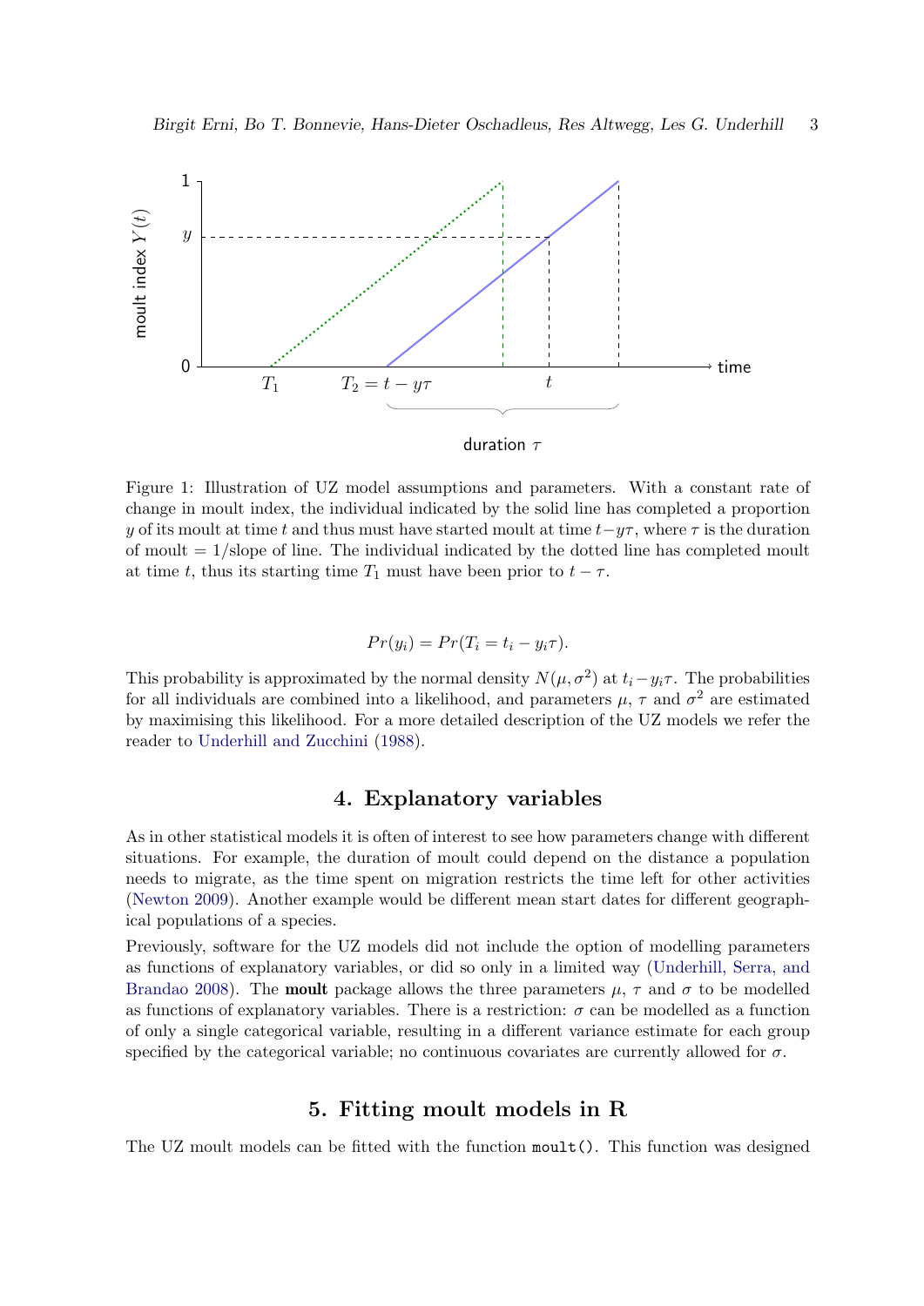Figure 1: Illustration of UZ model assumptions and parameters. With a constant rate of change in moult index, the individual indicated by the solid line has completed a proportion $y$ of its moult at time $t$ and thus must have started moult at time $t - y\tau$, where $\tau$ is the duration of moult $= 1/\text{slope of line}$. The individual indicated by the dotted line has completed moult at time $t$, thus its starting time $T_1$ must have been prior to $t - \tau$.

$$Pr(y_i) = Pr(T_i = t_i - y_i\tau).$$

This probability is approximated by the normal density $N(\mu, \sigma^2)$ at $t_i - y_i\tau$. The probabilities for all individuals are combined into a likelihood, and parameters $\mu$, $\tau$ and $\sigma^2$ are estimated by maximising this likelihood. For a more detailed description of the UZ models we refer the reader to Underhill and Zucchini (1988).

## 4. Explanatory variables

As in other statistical models it is often of interest to see how parameters change with different situations. For example, the duration of moult could depend on the distance a population needs to migrate, as the time spent on migration restricts the time left for other activities (Newton 2009). Another example would be different mean start dates for different geographical populations of a species.

Previously, software for the UZ models did not include the option of modelling parameters as functions of explanatory variables, or did so only in a limited way (Underhill, Serra, and Brandao 2008). The **moult** package allows the three parameters $\mu$, $\tau$ and $\sigma$ to be modelled as functions of explanatory variables. There is a restriction: $\sigma$ can be modelled as a function of only a single categorical variable, resulting in a different variance estimate for each group specified by the categorical variable; no continuous covariates are currently allowed for $\sigma$.

## 5. Fitting moult models in R

The UZ moult models can be fitted with the function `moult()`. This function was designed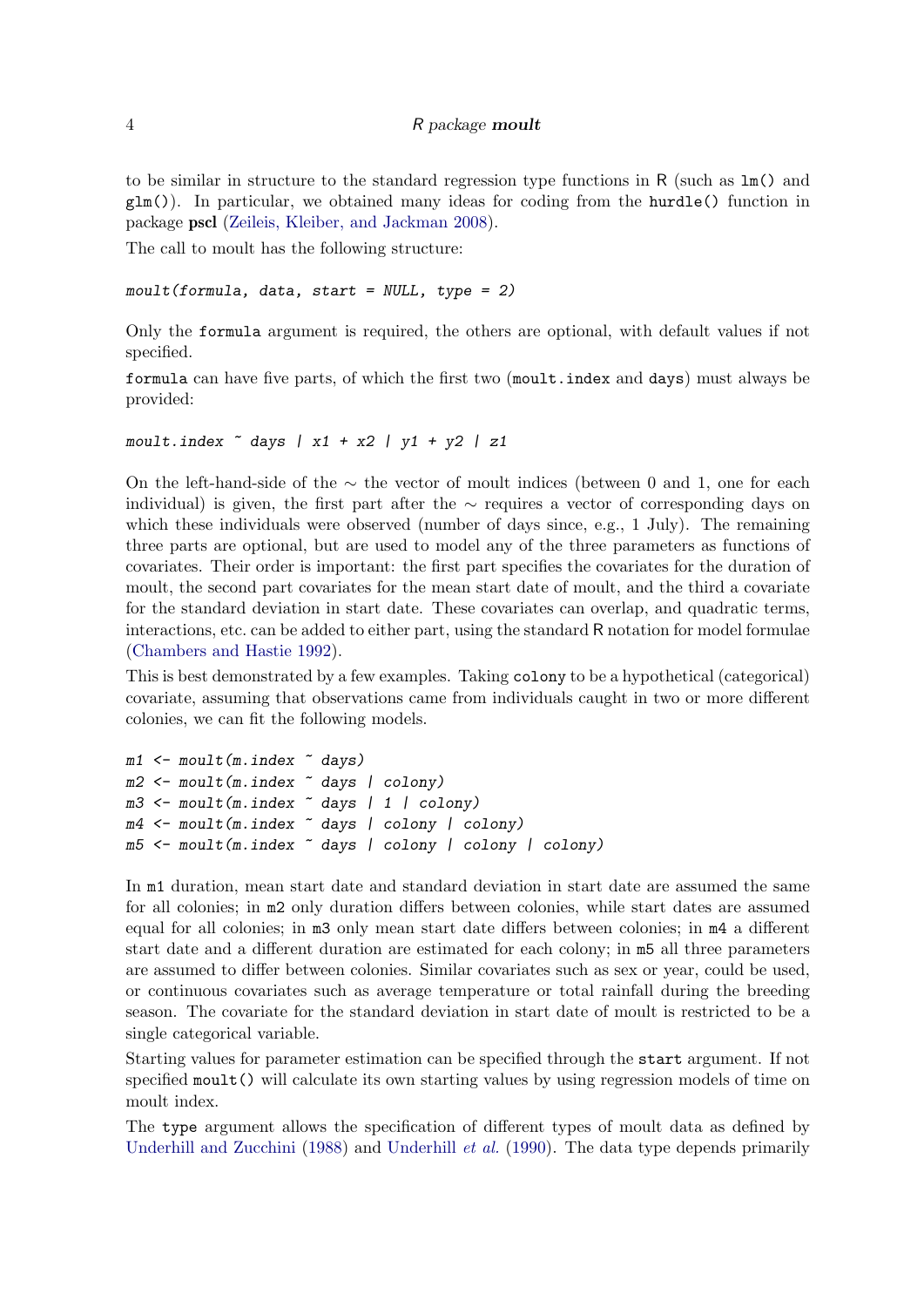to be similar in structure to the standard regression type functions in R (such as `lm()` and `glm()`). In particular, we obtained many ideas for coding from the `hurdle()` function in package **pscl** (Zeileis, Kleiber, and Jackman 2008).

The call to moult has the following structure:

```
moult(formula, data, start = NULL, type = 2)
```

Only the `formula` argument is required, the others are optional, with default values if not specified.

`formula` can have five parts, of which the first two (`moult.index` and `days`) must always be provided:

```
moult.index ~ days | x1 + x2 | y1 + y2 | z1
```

On the left-hand-side of the $\sim$ the vector of moult indices (between 0 and 1, one for each individual) is given, the first part after the $\sim$ requires a vector of corresponding days on which these individuals were observed (number of days since, e.g., 1 July). The remaining three parts are optional, but are used to model any of the three parameters as functions of covariates. Their order is important: the first part specifies the covariates for the duration of moult, the second part covariates for the mean start date of moult, and the third a covariate for the standard deviation in start date. These covariates can overlap, and quadratic terms, interactions, etc. can be added to either part, using the standard R notation for model formulae (Chambers and Hastie 1992).

This is best demonstrated by a few examples. Taking `colony` to be a hypothetical (categorical) covariate, assuming that observations came from individuals caught in two or more different colonies, we can fit the following models.

```
m1 <- moult(m.index ~ days)
m2 <- moult(m.index ~ days | colony)
m3 <- moult(m.index ~ days | 1 | colony)
m4 <- moult(m.index ~ days | colony | colony)
m5 <- moult(m.index ~ days | colony | colony | colony)
```

In `m1` duration, mean start date and standard deviation in start date are assumed the same for all colonies; in `m2` only duration differs between colonies, while start dates are assumed equal for all colonies; in `m3` only mean start date differs between colonies; in `m4` a different start date and a different duration are estimated for each colony; in `m5` all three parameters are assumed to differ between colonies. Similar covariates such as sex or year, could be used, or continuous covariates such as average temperature or total rainfall during the breeding season. The covariate for the standard deviation in start date of moult is restricted to be a single categorical variable.

Starting values for parameter estimation can be specified through the `start` argument. If not specified `moult()` will calculate its own starting values by using regression models of time on moult index.

The `type` argument allows the specification of different types of moult data as defined by Underhill and Zucchini (1988) and Underhill *et al.* (1990). The data type depends primarily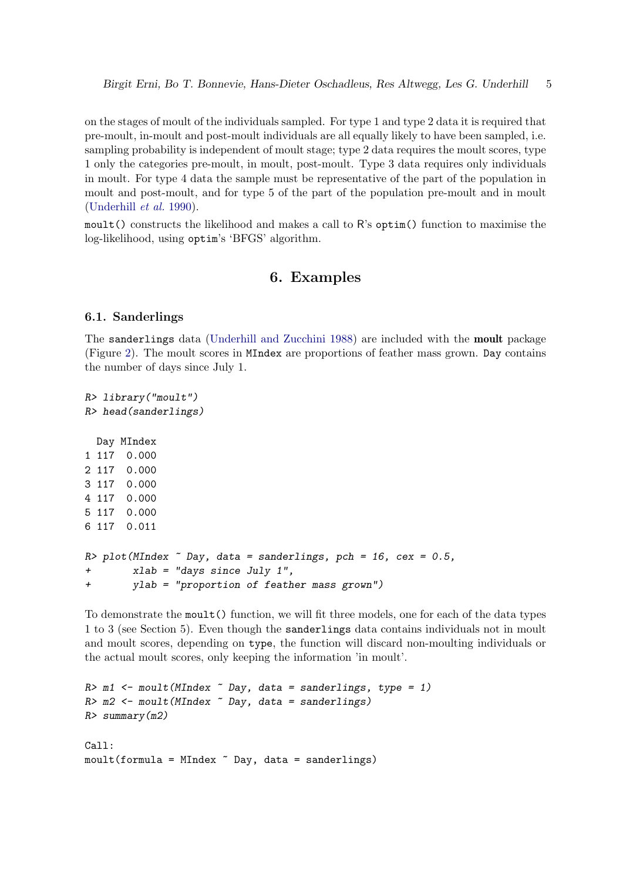on the stages of moult of the individuals sampled. For type 1 and type 2 data it is required that pre-moult, in-moult and post-moult individuals are all equally likely to have been sampled, i.e. sampling probability is independent of moult stage; type 2 data requires the moult scores, type 1 only the categories pre-moult, in moult, post-moult. Type 3 data requires only individuals in moult. For type 4 data the sample must be representative of the part of the population in moult and post-moult, and for type 5 of the part of the population pre-moult and in moult (Underhill *et al.* 1990).

`moult()` constructs the likelihood and makes a call to R's `optim()` function to maximise the log-likelihood, using `optim`'s 'BFGS' algorithm.

## 6. Examples

### 6.1. Sanderlings

The `sanderlings` data (Underhill and Zucchini 1988) are included with the **moult** package (Figure 2). The moult scores in `MIndex` are proportions of feather mass grown. `Day` contains the number of days since July 1.

```
R> library("moult")
R> head(sanderlings)

  Day MIndex
1 117  0.000
2 117  0.000
3 117  0.000
4 117  0.000
5 117  0.000
6 117  0.011

R> plot(MIndex ~ Day, data = sanderlings, pch = 16, cex = 0.5,
+       xlab = "days since July 1",
+       ylab = "proportion of feather mass grown")
```

To demonstrate the `moult()` function, we will fit three models, one for each of the data types 1 to 3 (see Section 5). Even though the `sanderlings` data contains individuals not in moult and moult scores, depending on `type`, the function will discard non-moulting individuals or the actual moult scores, only keeping the information 'in moult'.

```
R> m1 <- moult(MIndex ~ Day, data = sanderlings, type = 1)
R> m2 <- moult(MIndex ~ Day, data = sanderlings)
R> summary(m2)

Call:
moult(formula = MIndex ~ Day, data = sanderlings)
```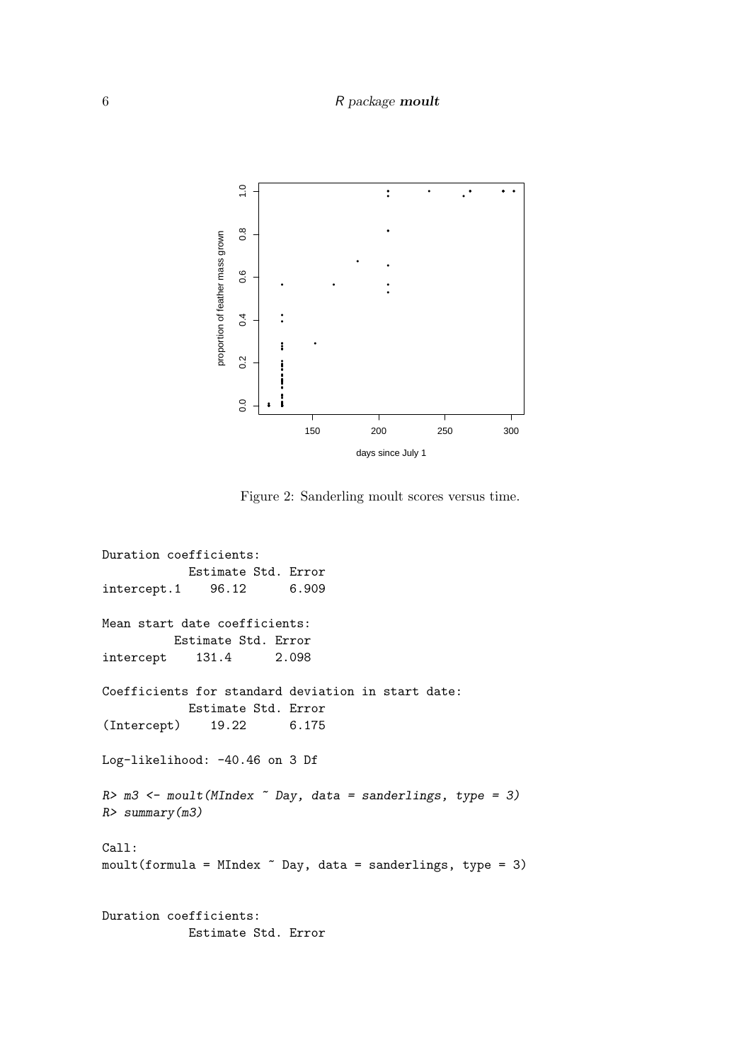Figure 2: Sanderling moult scores versus time.

```
Duration coefficients:
           Estimate Std. Error
intercept.1    96.12      6.909

Mean start date coefficients:
          Estimate Std. Error
intercept    131.4      2.098

Coefficients for standard deviation in start date:
           Estimate Std. Error
(Intercept)    19.22      6.175

Log-likelihood: -40.46 on 3 Df

R> m3 <- moult(MIndex ~ Day, data = sanderlings, type = 3)
R> summary(m3)

Call:
moult(formula = MIndex ~ Day, data = sanderlings, type = 3)


Duration coefficients:
           Estimate Std. Error
```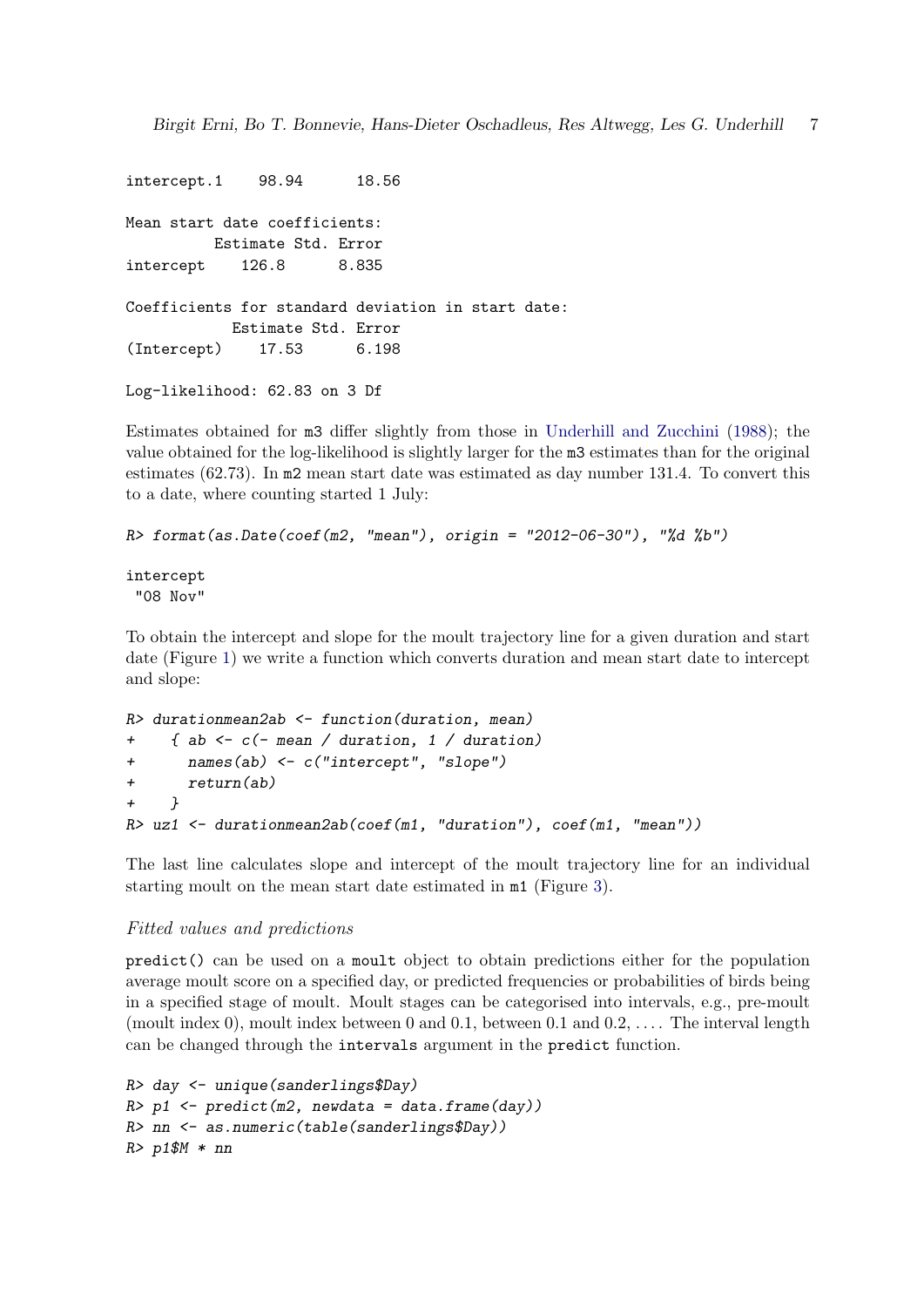```
intercept.1    98.94      18.56

Mean start date coefficients:
          Estimate Std. Error
intercept    126.8      8.835

Coefficients for standard deviation in start date:
            Estimate Std. Error
(Intercept)    17.53      6.198

Log-likelihood: 62.83 on 3 Df
```

Estimates obtained for m3 differ slightly from those in Underhill and Zucchini (1988); the value obtained for the log-likelihood is slightly larger for the m3 estimates than for the original estimates (62.73). In m2 mean start date was estimated as day number 131.4. To convert this to a date, where counting started 1 July:

```
R> format(as.Date(coef(m2, "mean"), origin = "2012-06-30"), "%d %b")

intercept
 "08 Nov"
```

To obtain the intercept and slope for the moult trajectory line for a given duration and start date (Figure 1) we write a function which converts duration and mean start date to intercept and slope:

```
R> durationmean2ab <- function(duration, mean)
+    { ab <- c(- mean / duration, 1 / duration)
+      names(ab) <- c("intercept", "slope")
+      return(ab)
+    }
R> uz1 <- durationmean2ab(coef(m1, "duration"), coef(m1, "mean"))
```

The last line calculates slope and intercept of the moult trajectory line for an individual starting moult on the mean start date estimated in m1 (Figure 3).

*Fitted values and predictions*

predict() can be used on a moult object to obtain predictions either for the population average moult score on a specified day, or predicted frequencies or probabilities of birds being in a specified stage of moult. Moult stages can be categorised into intervals, e.g., pre-moult (moult index 0), moult index between 0 and 0.1, between 0.1 and 0.2, .... The interval length can be changed through the intervals argument in the predict function.

```
R> day <- unique(sanderlings$Day)
R> p1 <- predict(m2, newdata = data.frame(day))
R> nn <- as.numeric(table(sanderlings$Day))
R> p1$M * nn
```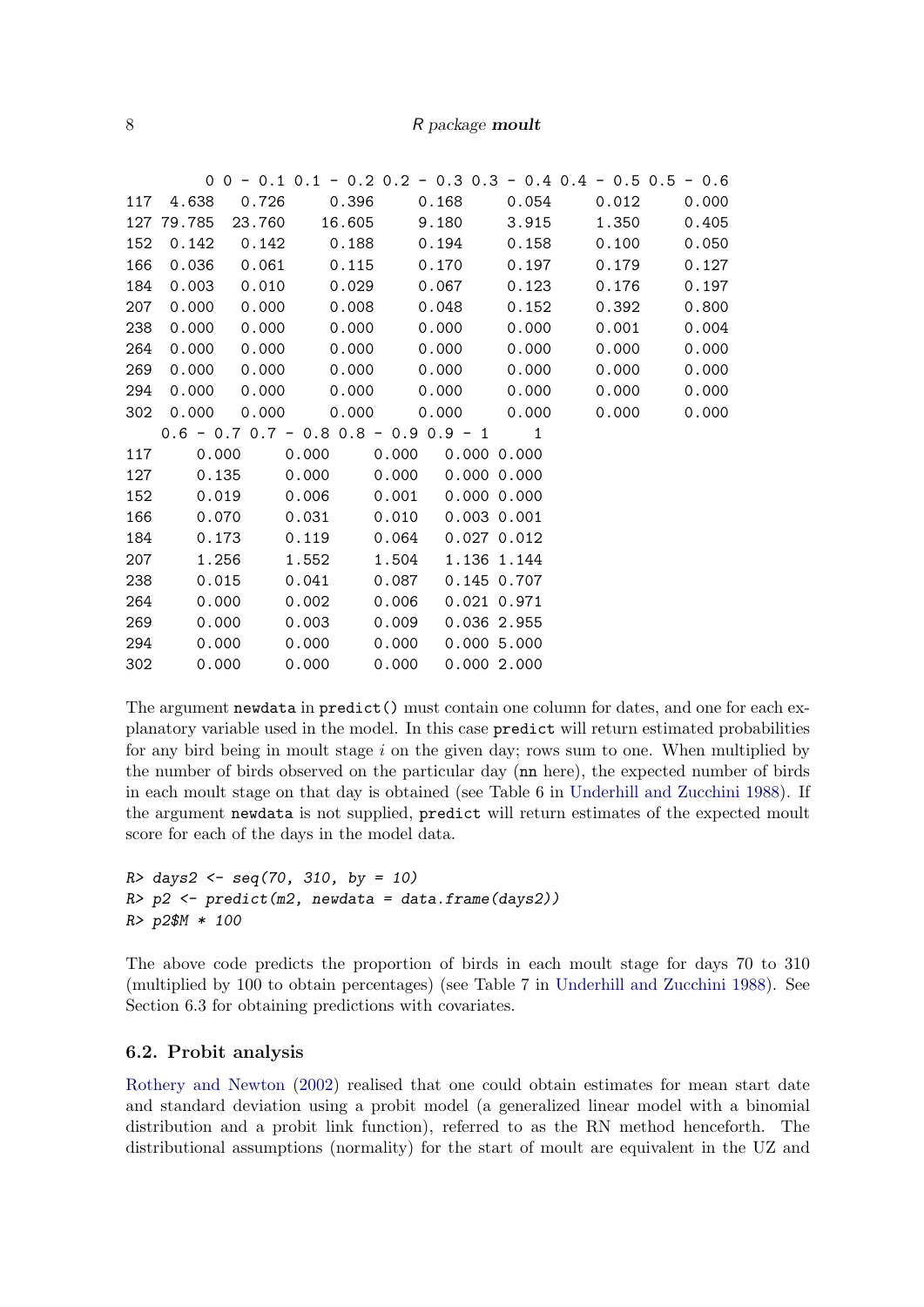```
         0 0 - 0.1 0.1 - 0.2 0.2 - 0.3 0.3 - 0.4 0.4 - 0.5 0.5 - 0.6
117  4.638   0.726     0.396     0.168     0.054     0.012     0.000
127 79.785  23.760    16.605     9.180     3.915     1.350     0.405
152  0.142   0.142     0.188     0.194     0.158     0.100     0.050
166  0.036   0.061     0.115     0.170     0.197     0.179     0.127
184  0.003   0.010     0.029     0.067     0.123     0.176     0.197
207  0.000   0.000     0.008     0.048     0.152     0.392     0.800
238  0.000   0.000     0.000     0.000     0.000     0.001     0.004
264  0.000   0.000     0.000     0.000     0.000     0.000     0.000
269  0.000   0.000     0.000     0.000     0.000     0.000     0.000
294  0.000   0.000     0.000     0.000     0.000     0.000     0.000
302  0.000   0.000     0.000     0.000     0.000     0.000     0.000
    0.6 - 0.7 0.7 - 0.8 0.8 - 0.9 0.9 - 1     1
117     0.000     0.000     0.000   0.000 0.000
127     0.135     0.000     0.000   0.000 0.000
152     0.019     0.006     0.001   0.000 0.000
166     0.070     0.031     0.010   0.003 0.001
184     0.173     0.119     0.064   0.027 0.012
207     1.256     1.552     1.504   1.136 1.144
238     0.015     0.041     0.087   0.145 0.707
264     0.000     0.002     0.006   0.021 0.971
269     0.000     0.003     0.009   0.036 2.955
294     0.000     0.000     0.000   0.000 5.000
302     0.000     0.000     0.000   0.000 2.000
```

The argument `newdata` in `predict()` must contain one column for dates, and one for each explanatory variable used in the model. In this case `predict` will return estimated probabilities for any bird being in moult stage $i$ on the given day; rows sum to one. When multiplied by the number of birds observed on the particular day (`nn` here), the expected number of birds in each moult stage on that day is obtained (see Table 6 in Underhill and Zucchini 1988). If the argument `newdata` is not supplied, `predict` will return estimates of the expected moult score for each of the days in the model data.

```
R> days2 <- seq(70, 310, by = 10)
R> p2 <- predict(m2, newdata = data.frame(days2))
R> p2$M * 100
```

The above code predicts the proportion of birds in each moult stage for days 70 to 310 (multiplied by 100 to obtain percentages) (see Table 7 in Underhill and Zucchini 1988). See Section 6.3 for obtaining predictions with covariates.

### 6.2. Probit analysis

Rothery and Newton (2002) realised that one could obtain estimates for mean start date and standard deviation using a probit model (a generalized linear model with a binomial distribution and a probit link function), referred to as the RN method henceforth. The distributional assumptions (normality) for the start of moult are equivalent in the UZ and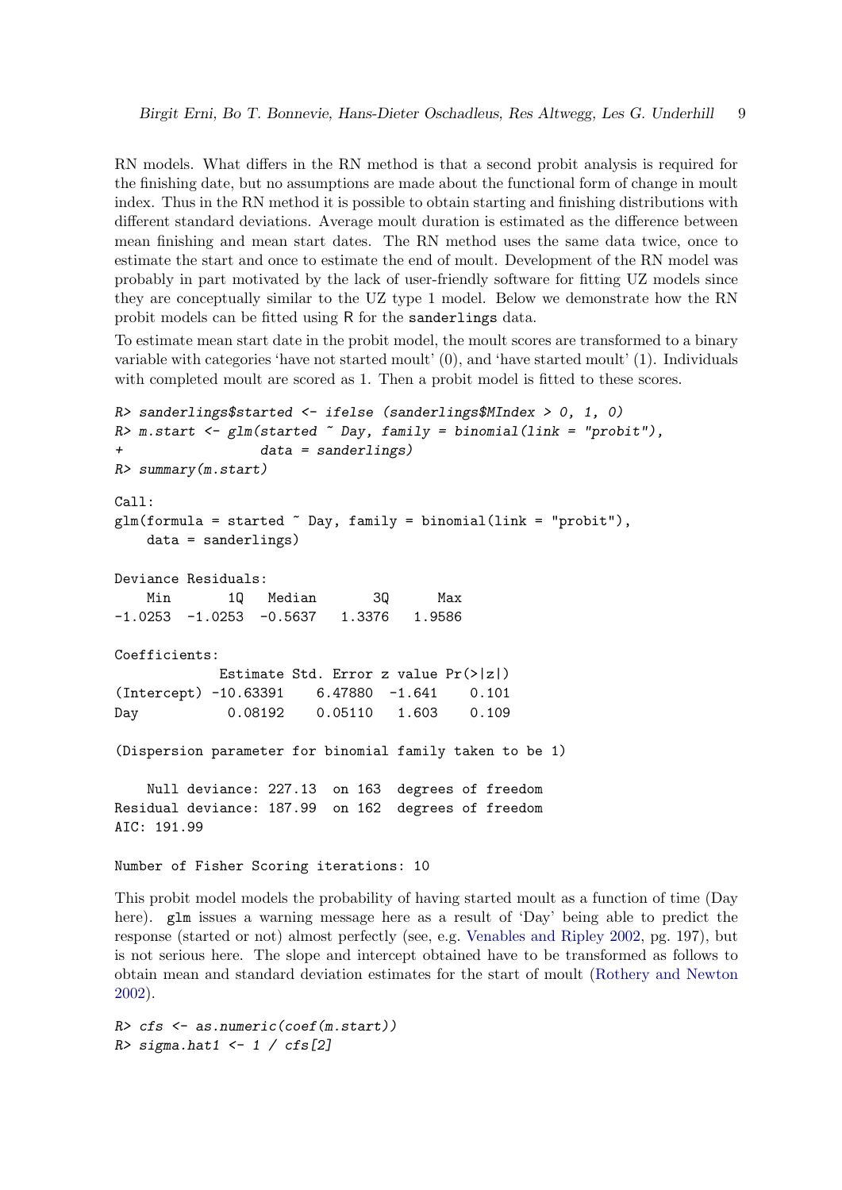RN models. What differs in the RN method is that a second probit analysis is required for the finishing date, but no assumptions are made about the functional form of change in moult index. Thus in the RN method it is possible to obtain starting and finishing distributions with different standard deviations. Average moult duration is estimated as the difference between mean finishing and mean start dates. The RN method uses the same data twice, once to estimate the start and once to estimate the end of moult. Development of the RN model was probably in part motivated by the lack of user-friendly software for fitting UZ models since they are conceptually similar to the UZ type 1 model. Below we demonstrate how the RN probit models can be fitted using R for the `sanderlings` data.

To estimate mean start date in the probit model, the moult scores are transformed to a binary variable with categories 'have not started moult' (0), and 'have started moult' (1). Individuals with completed moult are scored as 1. Then a probit model is fitted to these scores.

```
R> sanderlings$started <- ifelse (sanderlings$MIndex > 0, 1, 0)
R> m.start <- glm(started ~ Day, family = binomial(link = "probit"),
+                 data = sanderlings)
R> summary(m.start)

Call:
glm(formula = started ~ Day, family = binomial(link = "probit"),
    data = sanderlings)

Deviance Residuals:
    Min       1Q   Median       3Q      Max
-1.0253  -1.0253  -0.5637   1.3376   1.9586

Coefficients:
             Estimate Std. Error z value Pr(>|z|)
(Intercept) -10.63391    6.47880  -1.641    0.101
Day           0.08192    0.05110   1.603    0.109

(Dispersion parameter for binomial family taken to be 1)

    Null deviance: 227.13  on 163  degrees of freedom
Residual deviance: 187.99  on 162  degrees of freedom
AIC: 191.99

Number of Fisher Scoring iterations: 10
```

This probit model models the probability of having started moult as a function of time (Day here). `glm` issues a warning message here as a result of 'Day' being able to predict the response (started or not) almost perfectly (see, e.g. Venables and Ripley 2002, pg. 197), but is not serious here. The slope and intercept obtained have to be transformed as follows to obtain mean and standard deviation estimates for the start of moult (Rothery and Newton 2002).

```
R> cfs <- as.numeric(coef(m.start))
R> sigma.hat1 <- 1 / cfs[2]
```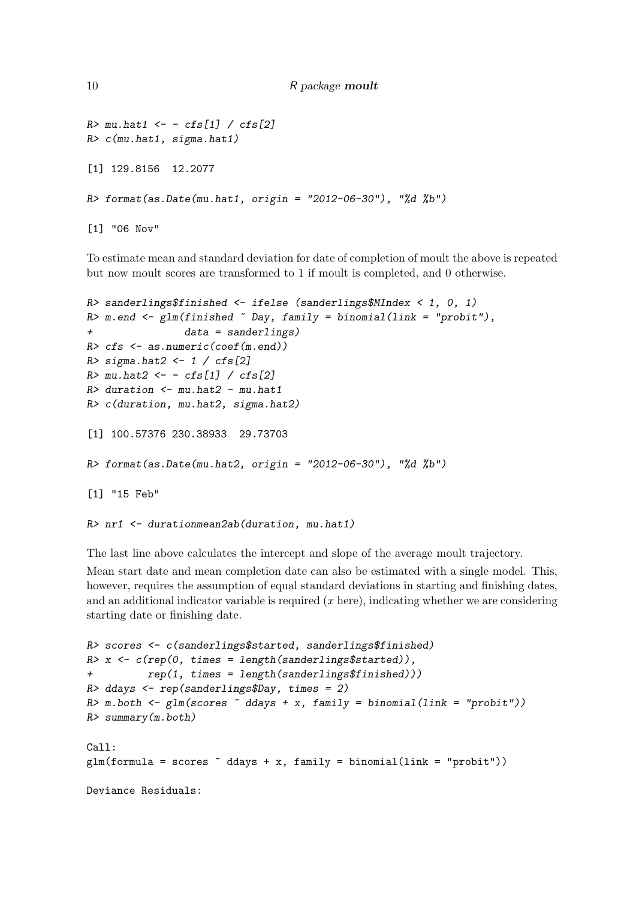```
R> mu.hat1 <- - cfs[1] / cfs[2]
R> c(mu.hat1, sigma.hat1)

[1] 129.8156  12.2077

R> format(as.Date(mu.hat1, origin = "2012-06-30"), "%d %b")

[1] "06 Nov"
```

To estimate mean and standard deviation for date of completion of moult the above is repeated but now moult scores are transformed to 1 if moult is completed, and 0 otherwise.

```
R> sanderlings$finished <- ifelse (sanderlings$MIndex < 1, 0, 1)
R> m.end <- glm(finished ~ Day, family = binomial(link = "probit"),
+              data = sanderlings)
R> cfs <- as.numeric(coef(m.end))
R> sigma.hat2 <- 1 / cfs[2]
R> mu.hat2 <- - cfs[1] / cfs[2]
R> duration <- mu.hat2 - mu.hat1
R> c(duration, mu.hat2, sigma.hat2)

[1] 100.57376 230.38933  29.73703

R> format(as.Date(mu.hat2, origin = "2012-06-30"), "%d %b")

[1] "15 Feb"

R> nr1 <- durationmean2ab(duration, mu.hat1)
```

The last line above calculates the intercept and slope of the average moult trajectory.

Mean start date and mean completion date can also be estimated with a single model. This, however, requires the assumption of equal standard deviations in starting and finishing dates, and an additional indicator variable is required ($x$ here), indicating whether we are considering starting date or finishing date.

```
R> scores <- c(sanderlings$started, sanderlings$finished)
R> x <- c(rep(0, times = length(sanderlings$started)),
+         rep(1, times = length(sanderlings$finished)))
R> ddays <- rep(sanderlings$Day, times = 2)
R> m.both <- glm(scores ~ ddays + x, family = binomial(link = "probit"))
R> summary(m.both)

Call:
glm(formula = scores ~ ddays + x, family = binomial(link = "probit"))

Deviance Residuals:
```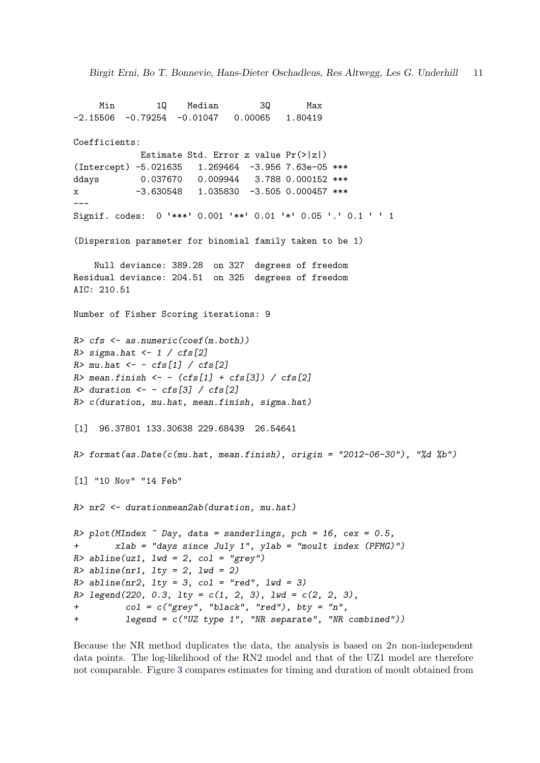```
     Min        1Q    Median        3Q       Max
-2.15506  -0.79254  -0.01047   0.00065   1.80419

Coefficients:
            Estimate Std. Error z value Pr(>|z|)
(Intercept) -5.021635   1.269464  -3.956 7.63e-05 ***
ddays        0.037670   0.009944   3.788 0.000152 ***
x           -3.630548   1.035830  -3.505 0.000457 ***
---
Signif. codes:  0 '***' 0.001 '**' 0.01 '*' 0.05 '.' 0.1 ' ' 1

(Dispersion parameter for binomial family taken to be 1)

    Null deviance: 389.28  on 327  degrees of freedom
Residual deviance: 204.51  on 325  degrees of freedom
AIC: 210.51

Number of Fisher Scoring iterations: 9

R> cfs <- as.numeric(coef(m.both))
R> sigma.hat <- 1 / cfs[2]
R> mu.hat <- - cfs[1] / cfs[2]
R> mean.finish <- - (cfs[1] + cfs[3]) / cfs[2]
R> duration <- - cfs[3] / cfs[2]
R> c(duration, mu.hat, mean.finish, sigma.hat)

[1]  96.37801 133.30638 229.68439  26.54641

R> format(as.Date(c(mu.hat, mean.finish), origin = "2012-06-30"), "%d %b")

[1] "10 Nov" "14 Feb"

R> nr2 <- durationmean2ab(duration, mu.hat)

R> plot(MIndex ~ Day, data = sanderlings, pch = 16, cex = 0.5,
+       xlab = "days since July 1", ylab = "moult index (PFMG)")
R> abline(uz1, lwd = 2, col = "grey")
R> abline(nr1, lty = 2, lwd = 2)
R> abline(nr2, lty = 3, col = "red", lwd = 3)
R> legend(220, 0.3, lty = c(1, 2, 3), lwd = c(2, 2, 3),
+        col = c("grey", "black", "red"), bty = "n",
+        legend = c("UZ type 1", "NR separate", "NR combined"))
```

Because the NR method duplicates the data, the analysis is based on $2n$ non-independent data points. The log-likelihood of the RN2 model and that of the UZ1 model are therefore not comparable. Figure 3 compares estimates for timing and duration of moult obtained from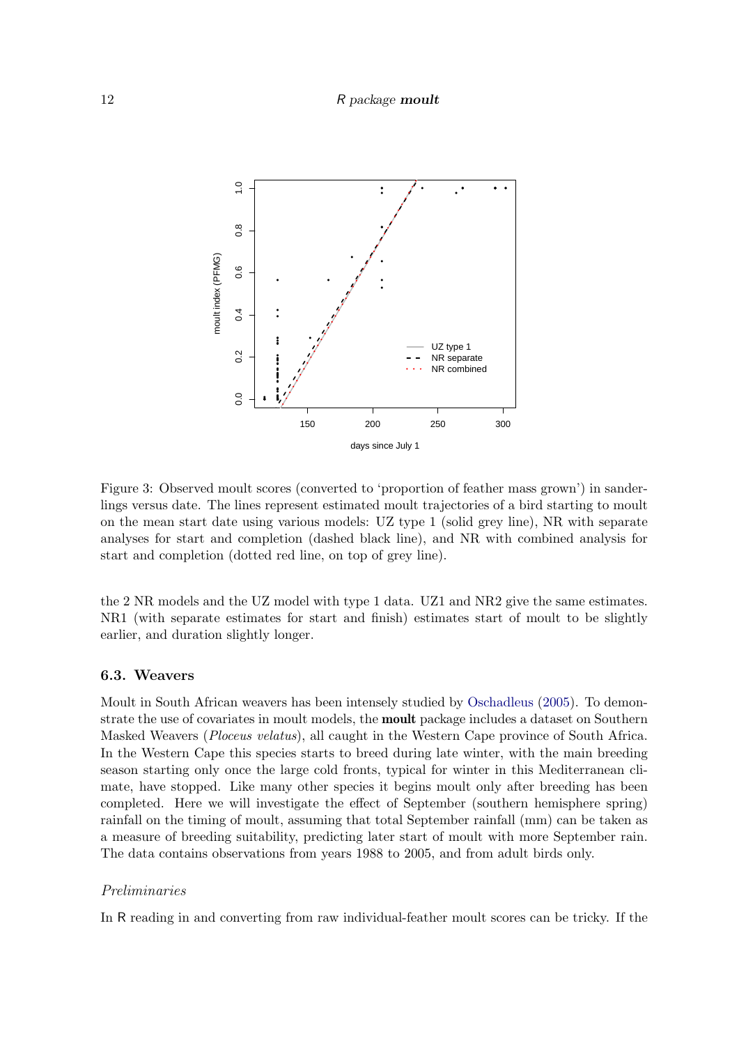Figure 3: Observed moult scores (converted to 'proportion of feather mass grown') in sanderlings versus date. The lines represent estimated moult trajectories of a bird starting to moult on the mean start date using various models: UZ type 1 (solid grey line), NR with separate analyses for start and completion (dashed black line), and NR with combined analysis for start and completion (dotted red line, on top of grey line).

the 2 NR models and the UZ model with type 1 data. UZ1 and NR2 give the same estimates. NR1 (with separate estimates for start and finish) estimates start of moult to be slightly earlier, and duration slightly longer.

### 6.3. Weavers

Moult in South African weavers has been intensely studied by Oschadleus (2005). To demonstrate the use of covariates in moult models, the **moult** package includes a dataset on Southern Masked Weavers (*Ploceus velatus*), all caught in the Western Cape province of South Africa. In the Western Cape this species starts to breed during late winter, with the main breeding season starting only once the large cold fronts, typical for winter in this Mediterranean climate, have stopped. Like many other species it begins moult only after breeding has been completed. Here we will investigate the effect of September (southern hemisphere spring) rainfall on the timing of moult, assuming that total September rainfall (mm) can be taken as a measure of breeding suitability, predicting later start of moult with more September rain. The data contains observations from years 1988 to 2005, and from adult birds only.

#### *Preliminaries*

In R reading in and converting from raw individual-feather moult scores can be tricky. If the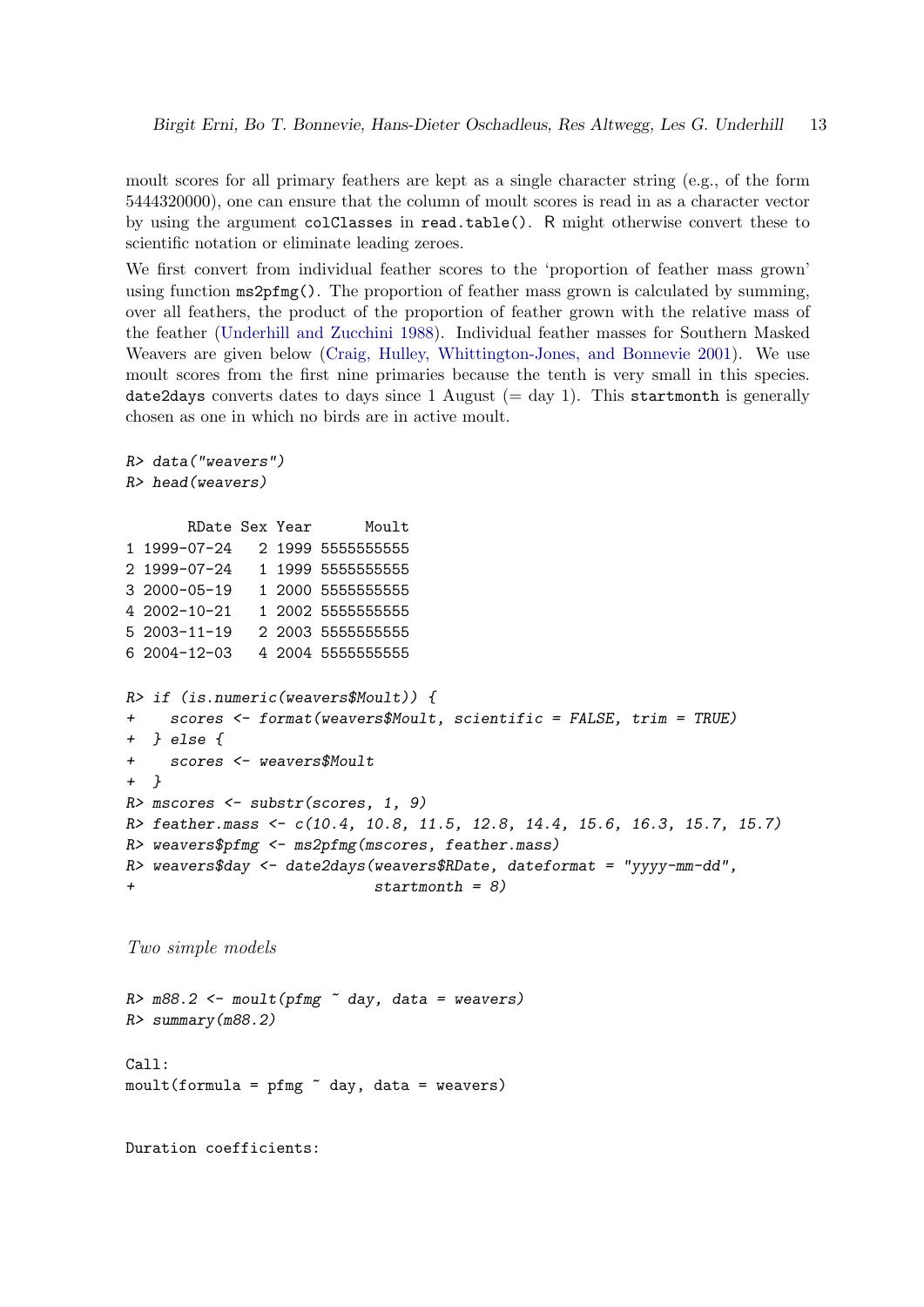moult scores for all primary feathers are kept as a single character string (e.g., of the form 5444320000), one can ensure that the column of moult scores is read in as a character vector by using the argument `colClasses` in `read.table()`. R might otherwise convert these to scientific notation or eliminate leading zeroes.

We first convert from individual feather scores to the 'proportion of feather mass grown' using function `ms2pfmg()`. The proportion of feather mass grown is calculated by summing, over all feathers, the product of the proportion of feather grown with the relative mass of the feather (Underhill and Zucchini 1988). Individual feather masses for Southern Masked Weavers are given below (Craig, Hulley, Whittington-Jones, and Bonnevie 2001). We use moult scores from the first nine primaries because the tenth is very small in this species. `date2days` converts dates to days since 1 August (= day 1). This `startmonth` is generally chosen as one in which no birds are in active moult.

```
R> data("weavers")
R> head(weavers)

       RDate Sex Year      Moult
1 1999-07-24   2 1999 5555555555
2 1999-07-24   1 1999 5555555555
3 2000-05-19   1 2000 5555555555
4 2002-10-21   1 2002 5555555555
5 2003-11-19   2 2003 5555555555
6 2004-12-03   4 2004 5555555555

R> if (is.numeric(weavers$Moult)) {
+    scores <- format(weavers$Moult, scientific = FALSE, trim = TRUE)
+  } else {
+    scores <- weavers$Moult
+  }
R> mscores <- substr(scores, 1, 9)
R> feather.mass <- c(10.4, 10.8, 11.5, 12.8, 14.4, 15.6, 16.3, 15.7, 15.7)
R> weavers$pfmg <- ms2pfmg(mscores, feather.mass)
R> weavers$day <- date2days(weavers$RDate, dateformat = "yyyy-mm-dd",
+                           startmonth = 8)
```

*Two simple models*

```
R> m88.2 <- moult(pfmg ~ day, data = weavers)
R> summary(m88.2)

Call:
moult(formula = pfmg ~ day, data = weavers)


Duration coefficients:
```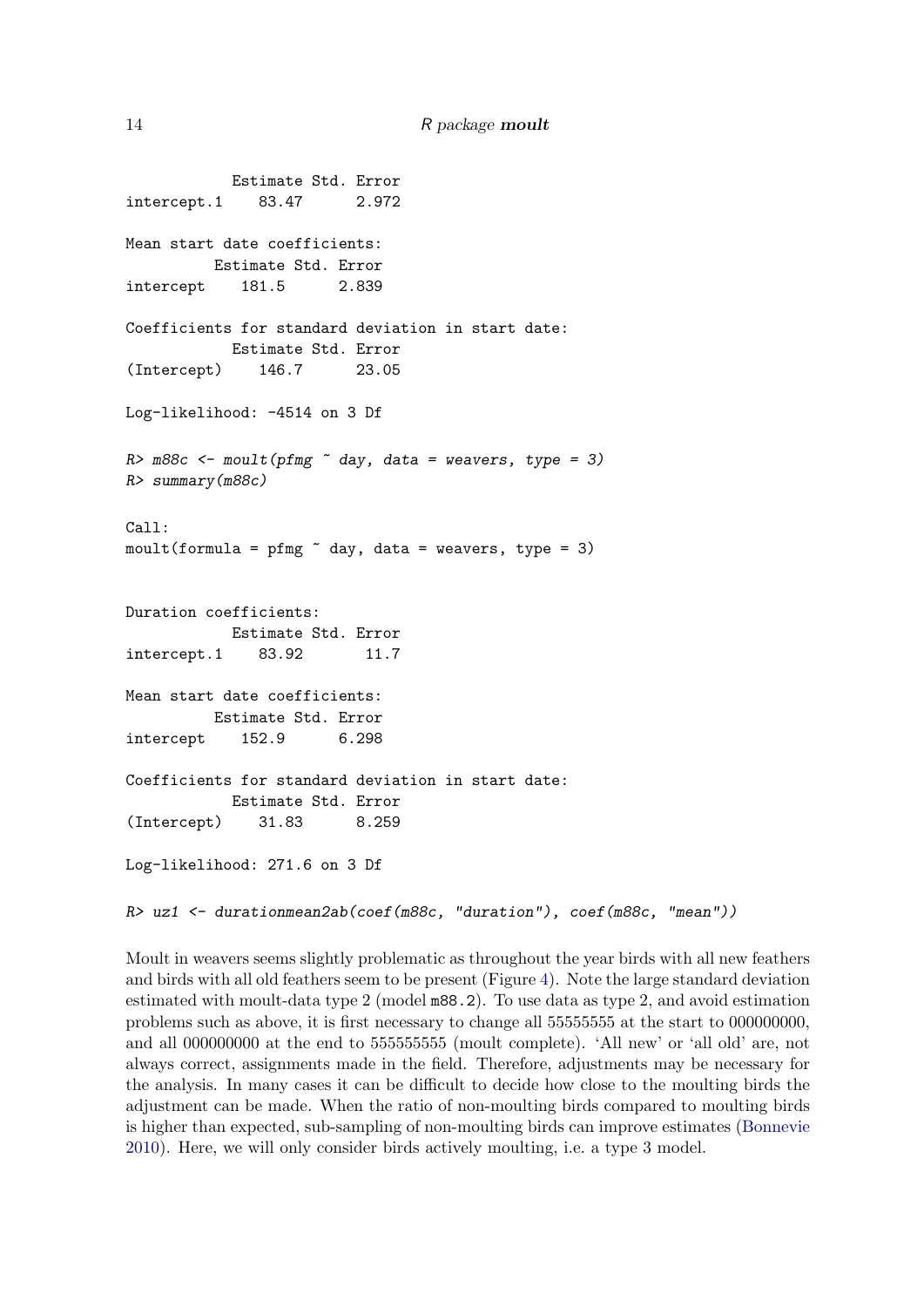```
            Estimate Std. Error
intercept.1    83.47      2.972

Mean start date coefficients:
          Estimate Std. Error
intercept    181.5      2.839

Coefficients for standard deviation in start date:
            Estimate Std. Error
(Intercept)    146.7      23.05

Log-likelihood: -4514 on 3 Df
```

```
R> m88c <- moult(pfmg ~ day, data = weavers, type = 3)
R> summary(m88c)
```

```
Call:
moult(formula = pfmg ~ day, data = weavers, type = 3)


Duration coefficients:
            Estimate Std. Error
intercept.1    83.92       11.7

Mean start date coefficients:
          Estimate Std. Error
intercept    152.9      6.298

Coefficients for standard deviation in start date:
            Estimate Std. Error
(Intercept)    31.83      8.259

Log-likelihood: 271.6 on 3 Df
```

```
R> uz1 <- durationmean2ab(coef(m88c, "duration"), coef(m88c, "mean"))
```

Moult in weavers seems slightly problematic as throughout the year birds with all new feathers and birds with all old feathers seem to be present (Figure 4). Note the large standard deviation estimated with moult-data type 2 (model `m88.2`). To use data as type 2, and avoid estimation problems such as above, it is first necessary to change all 55555555 at the start to 000000000, and all 000000000 at the end to 555555555 (moult complete). 'All new' or 'all old' are, not always correct, assignments made in the field. Therefore, adjustments may be necessary for the analysis. In many cases it can be difficult to decide how close to the moulting birds the adjustment can be made. When the ratio of non-moulting birds compared to moulting birds is higher than expected, sub-sampling of non-moulting birds can improve estimates (Bonnevie 2010). Here, we will only consider birds actively moulting, i.e. a type 3 model.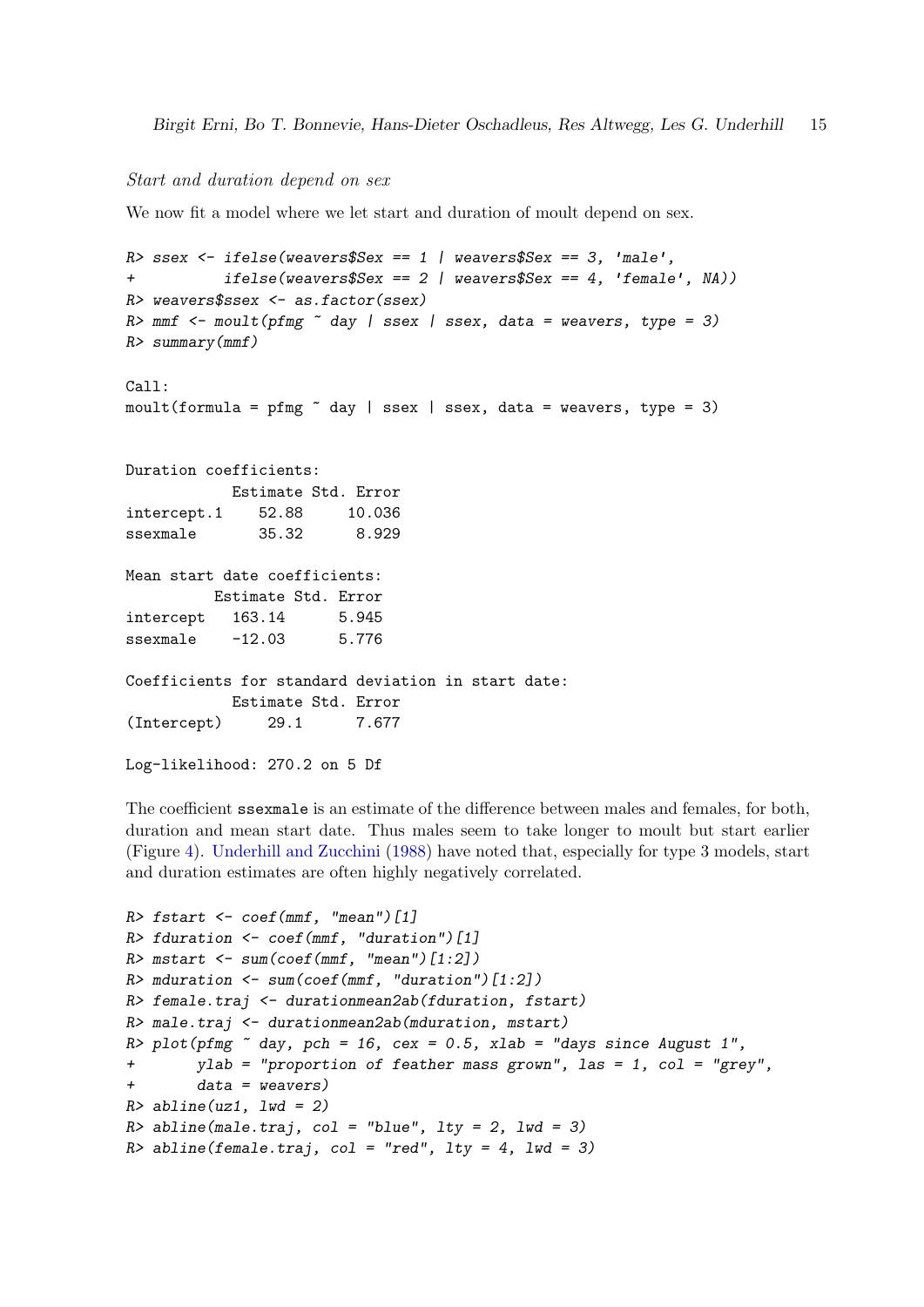*Start and duration depend on sex*

We now fit a model where we let start and duration of moult depend on sex.

```
R> ssex <- ifelse(weavers$Sex == 1 | weavers$Sex == 3, 'male',
+         ifelse(weavers$Sex == 2 | weavers$Sex == 4, 'female', NA))
R> weavers$ssex <- as.factor(ssex)
R> mmf <- moult(pfmg ~ day | ssex | ssex, data = weavers, type = 3)
R> summary(mmf)

Call:
moult(formula = pfmg ~ day | ssex | ssex, data = weavers, type = 3)


Duration coefficients:
            Estimate Std. Error
intercept.1    52.88     10.036
ssexmale       35.32      8.929

Mean start date coefficients:
          Estimate Std. Error
intercept   163.14      5.945
ssexmale    -12.03      5.776

Coefficients for standard deviation in start date:
            Estimate Std. Error
(Intercept)     29.1      7.677

Log-likelihood: 270.2 on 5 Df
```

The coefficient `ssexmale` is an estimate of the difference between males and females, for both, duration and mean start date. Thus males seem to take longer to moult but start earlier (Figure 4). Underhill and Zucchini (1988) have noted that, especially for type 3 models, start and duration estimates are often highly negatively correlated.

```
R> fstart <- coef(mmf, "mean")[1]
R> fduration <- coef(mmf, "duration")[1]
R> mstart <- sum(coef(mmf, "mean")[1:2])
R> mduration <- sum(coef(mmf, "duration")[1:2])
R> female.traj <- durationmean2ab(fduration, fstart)
R> male.traj <- durationmean2ab(mduration, mstart)
R> plot(pfmg ~ day, pch = 16, cex = 0.5, xlab = "days since August 1",
+      ylab = "proportion of feather mass grown", las = 1, col = "grey",
+      data = weavers)
R> abline(uz1, lwd = 2)
R> abline(male.traj, col = "blue", lty = 2, lwd = 3)
R> abline(female.traj, col = "red", lty = 4, lwd = 3)
```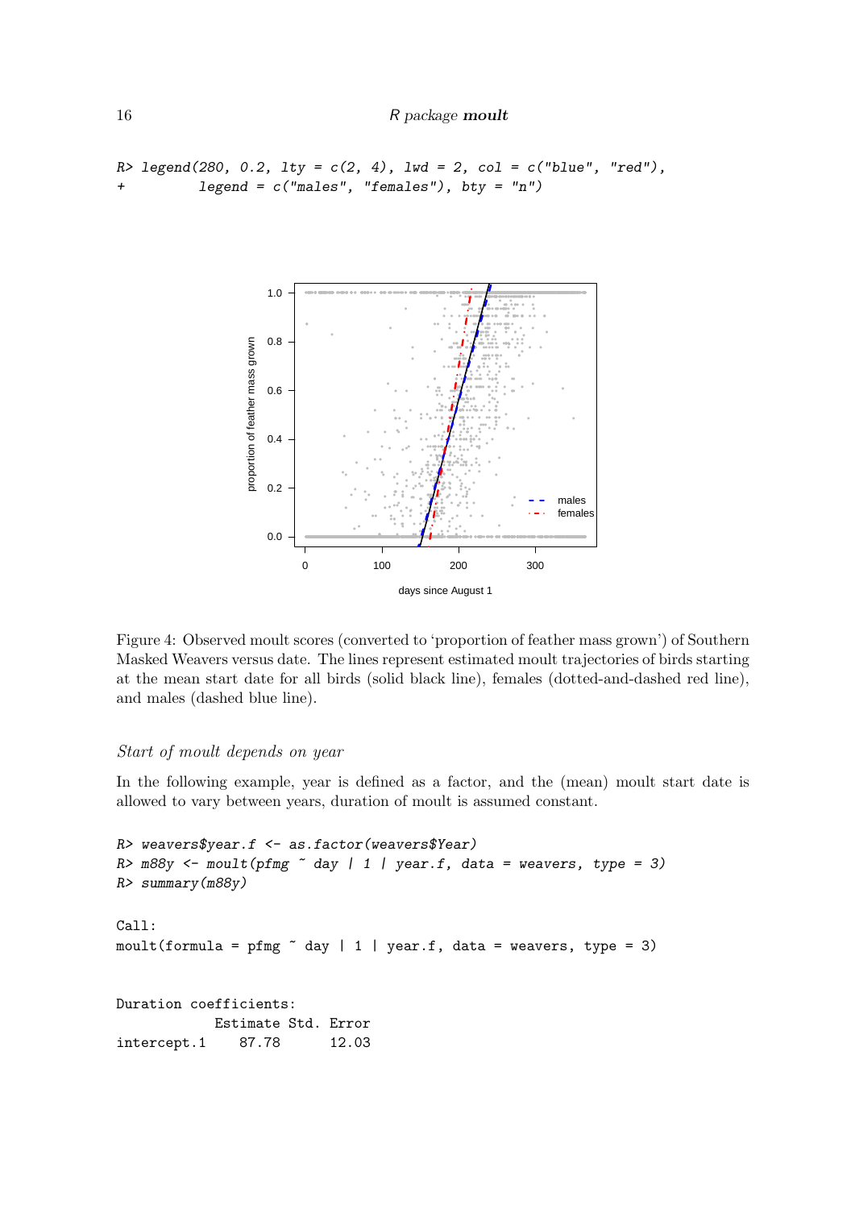```
R> legend(280, 0.2, lty = c(2, 4), lwd = 2, col = c("blue", "red"),
+         legend = c("males", "females"), bty = "n")
```

Figure 4: Observed moult scores (converted to 'proportion of feather mass grown') of Southern Masked Weavers versus date. The lines represent estimated moult trajectories of birds starting at the mean start date for all birds (solid black line), females (dotted-and-dashed red line), and males (dashed blue line).

### *Start of moult depends on year*

In the following example, year is defined as a factor, and the (mean) moult start date is allowed to vary between years, duration of moult is assumed constant.

```
R> weavers$year.f <- as.factor(weavers$Year)
R> m88y <- moult(pfmg ~ day | 1 | year.f, data = weavers, type = 3)
R> summary(m88y)

Call:
moult(formula = pfmg ~ day | 1 | year.f, data = weavers, type = 3)


Duration coefficients:
            Estimate Std. Error
intercept.1    87.78      12.03
```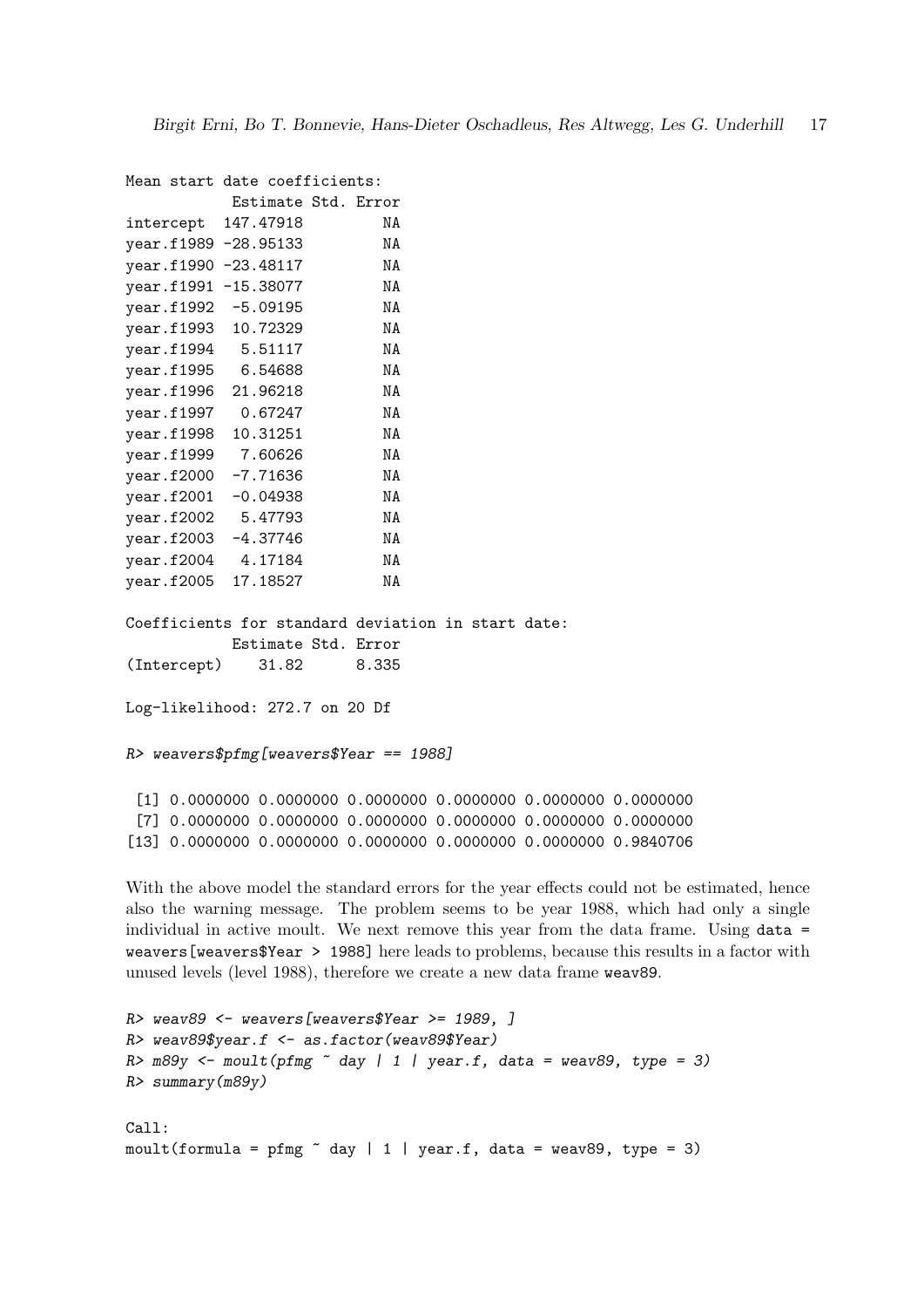```
Mean start date coefficients:
           Estimate Std. Error
intercept  147.47918         NA
year.f1989 -28.95133         NA
year.f1990 -23.48117         NA
year.f1991 -15.38077         NA
year.f1992  -5.09195         NA
year.f1993  10.72329         NA
year.f1994   5.51117         NA
year.f1995   6.54688         NA
year.f1996  21.96218         NA
year.f1997   0.67247         NA
year.f1998  10.31251         NA
year.f1999   7.60626         NA
year.f2000  -7.71636         NA
year.f2001  -0.04938         NA
year.f2002   5.47793         NA
year.f2003  -4.37746         NA
year.f2004   4.17184         NA
year.f2005  17.18527         NA

Coefficients for standard deviation in start date:
           Estimate Std. Error
(Intercept)    31.82      8.335

Log-likelihood: 272.7 on 20 Df

R> weavers$pfmg[weavers$Year == 1988]

 [1] 0.0000000 0.0000000 0.0000000 0.0000000 0.0000000 0.0000000
 [7] 0.0000000 0.0000000 0.0000000 0.0000000 0.0000000 0.0000000
[13] 0.0000000 0.0000000 0.0000000 0.0000000 0.0000000 0.9840706
```

With the above model the standard errors for the year effects could not be estimated, hence also the warning message. The problem seems to be year 1988, which had only a single individual in active moult. We next remove this year from the data frame. Using `data = weavers[weavers$Year > 1988]` here leads to problems, because this results in a factor with unused levels (level 1988), therefore we create a new data frame `weav89`.

```
R> weav89 <- weavers[weavers$Year >= 1989, ]
R> weav89$year.f <- as.factor(weav89$Year)
R> m89y <- moult(pfmg ~ day | 1 | year.f, data = weav89, type = 3)
R> summary(m89y)

Call:
moult(formula = pfmg ~ day | 1 | year.f, data = weav89, type = 3)
```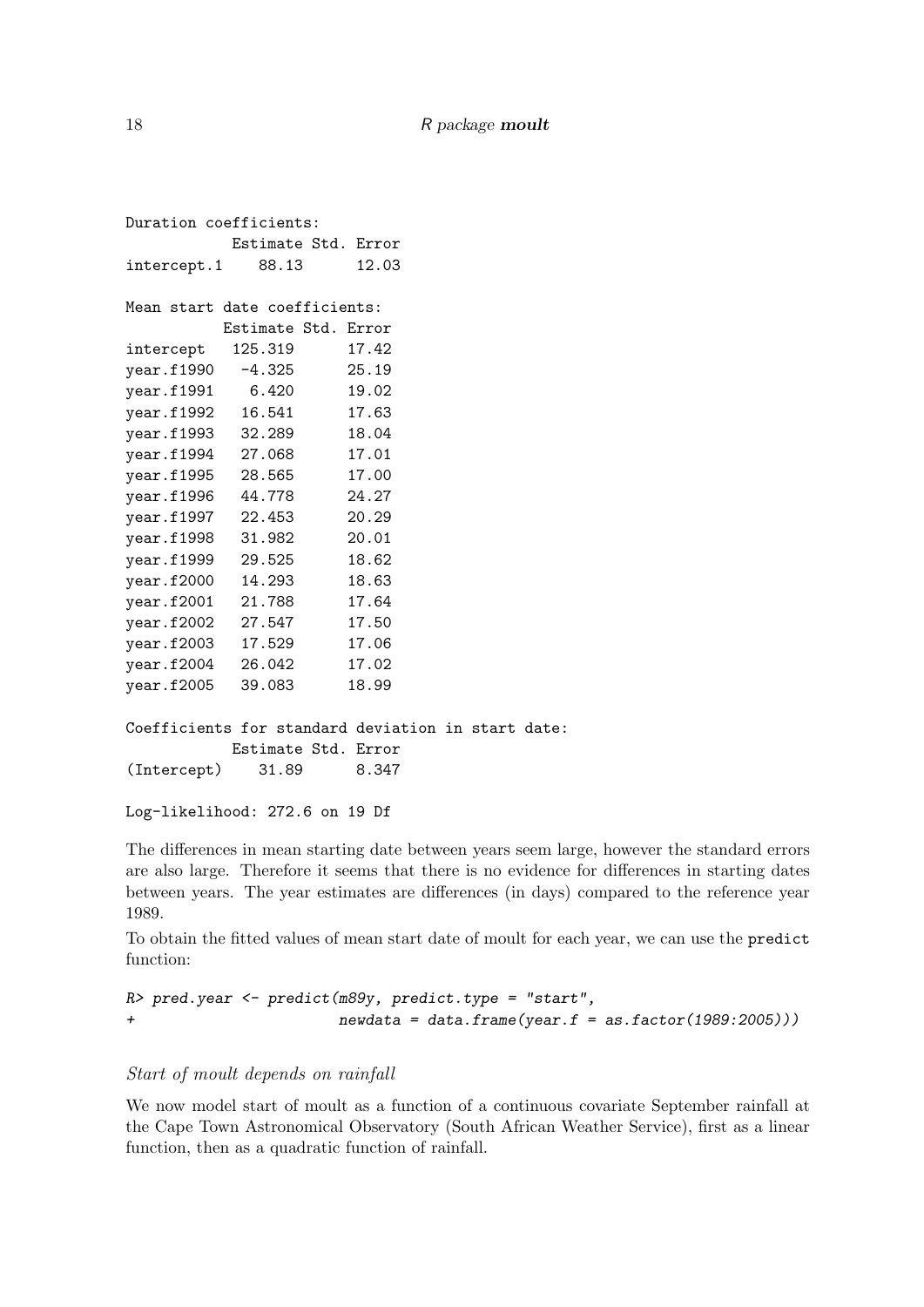```
Duration coefficients:
            Estimate Std. Error
intercept.1    88.13      12.03

Mean start date coefficients:
           Estimate Std. Error
intercept   125.319      17.42
year.f1990   -4.325      25.19
year.f1991    6.420      19.02
year.f1992   16.541      17.63
year.f1993   32.289      18.04
year.f1994   27.068      17.01
year.f1995   28.565      17.00
year.f1996   44.778      24.27
year.f1997   22.453      20.29
year.f1998   31.982      20.01
year.f1999   29.525      18.62
year.f2000   14.293      18.63
year.f2001   21.788      17.64
year.f2002   27.547      17.50
year.f2003   17.529      17.06
year.f2004   26.042      17.02
year.f2005   39.083      18.99

Coefficients for standard deviation in start date:
            Estimate Std. Error
(Intercept)    31.89      8.347

Log-likelihood: 272.6 on 19 Df
```

The differences in mean starting date between years seem large, however the standard errors are also large. Therefore it seems that there is no evidence for differences in starting dates between years. The year estimates are differences (in days) compared to the reference year 1989.

To obtain the fitted values of mean start date of moult for each year, we can use the `predict` function:

```
R> pred.year <- predict(m89y, predict.type = "start",
+                       newdata = data.frame(year.f = as.factor(1989:2005)))
```

*Start of moult depends on rainfall*

We now model start of moult as a function of a continuous covariate September rainfall at the Cape Town Astronomical Observatory (South African Weather Service), first as a linear function, then as a quadratic function of rainfall.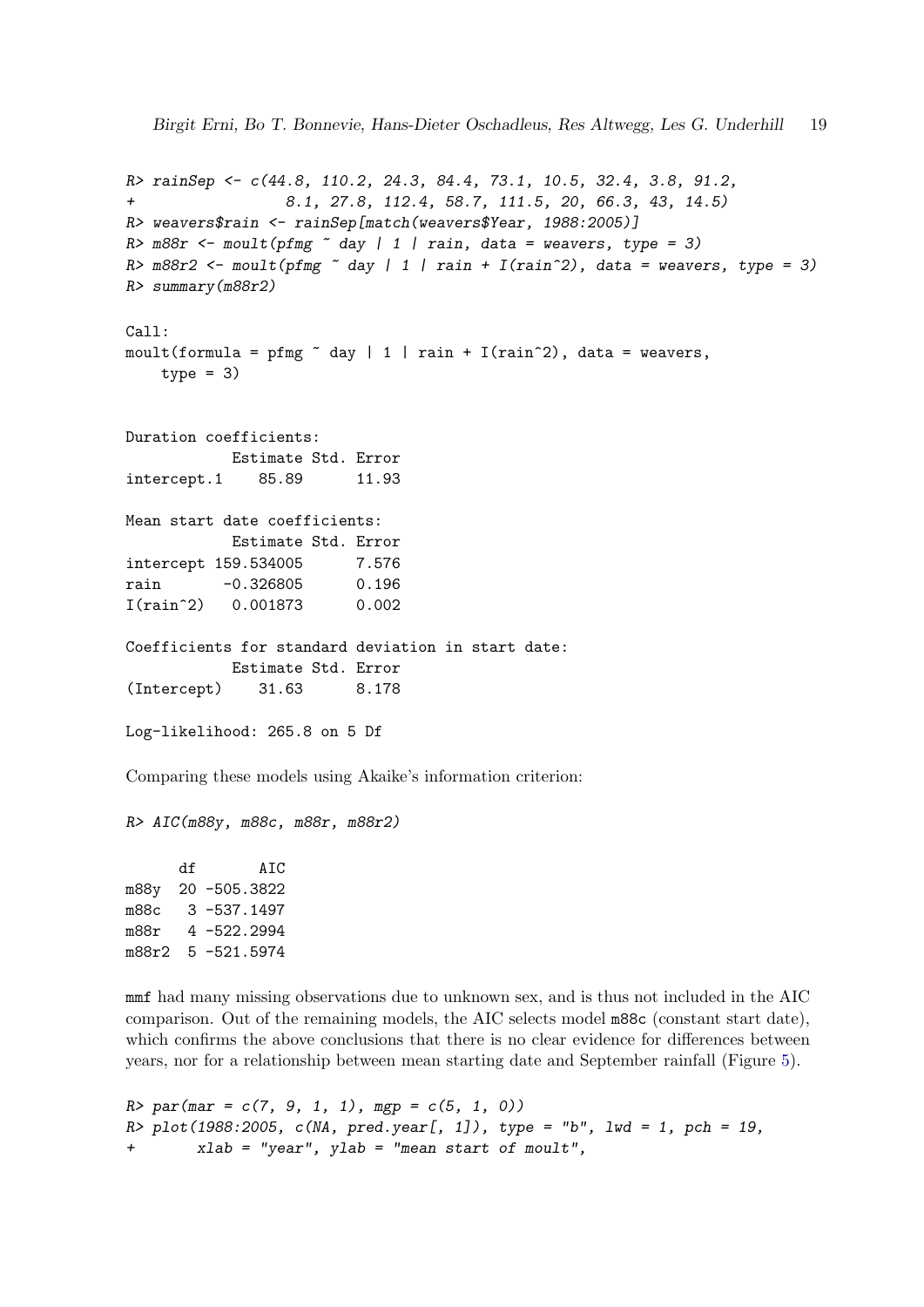```
R> rainSep <- c(44.8, 110.2, 24.3, 84.4, 73.1, 10.5, 32.4, 3.8, 91.2,
+                8.1, 27.8, 112.4, 58.7, 111.5, 20, 66.3, 43, 14.5)
R> weavers$rain <- rainSep[match(weavers$Year, 1988:2005)]
R> m88r <- moult(pfmg ~ day | 1 | rain, data = weavers, type = 3)
R> m88r2 <- moult(pfmg ~ day | 1 | rain + I(rain^2), data = weavers, type = 3)
R> summary(m88r2)

Call:
moult(formula = pfmg ~ day | 1 | rain + I(rain^2), data = weavers,
    type = 3)


Duration coefficients:
            Estimate Std. Error
intercept.1    85.89      11.93

Mean start date coefficients:
            Estimate Std. Error
intercept 159.534005      7.576
rain       -0.326805      0.196
I(rain^2)   0.001873      0.002

Coefficients for standard deviation in start date:
            Estimate Std. Error
(Intercept)    31.63      8.178

Log-likelihood: 265.8 on 5 Df
```

Comparing these models using Akaike's information criterion:

```
R> AIC(m88y, m88c, m88r, m88r2)

      df       AIC
m88y  20 -505.3822
m88c   3 -537.1497
m88r   4 -522.2994
m88r2  5 -521.5974
```

`mmf` had many missing observations due to unknown sex, and is thus not included in the AIC comparison. Out of the remaining models, the AIC selects model `m88c` (constant start date), which confirms the above conclusions that there is no clear evidence for differences between years, nor for a relationship between mean starting date and September rainfall (Figure 5).

```
R> par(mar = c(7, 9, 1, 1), mgp = c(5, 1, 0))
R> plot(1988:2005, c(NA, pred.year[, 1]), type = "b", lwd = 1, pch = 19,
+       xlab = "year", ylab = "mean start of moult",
```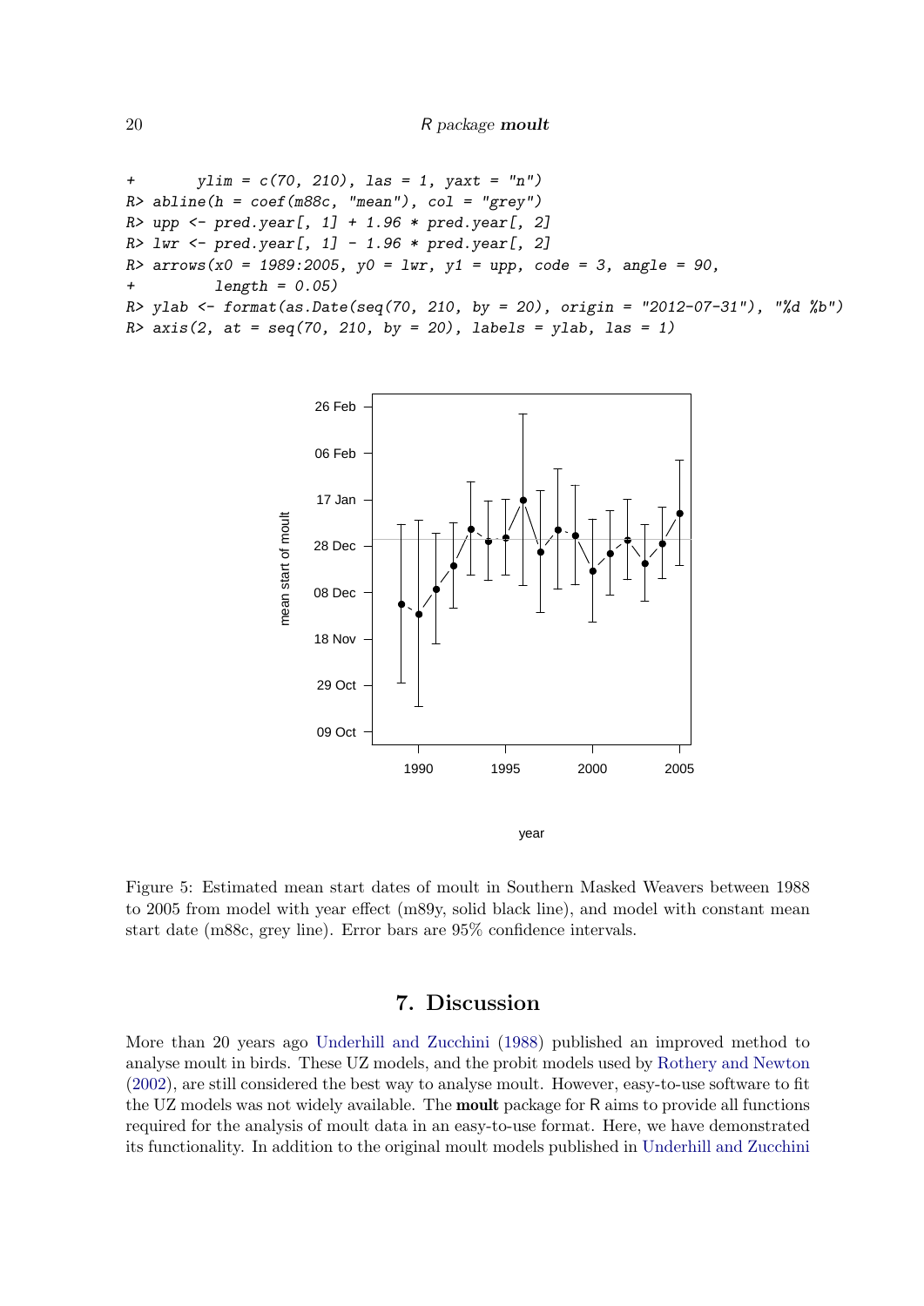```
+       ylim = c(70, 210), las = 1, yaxt = "n")
R> abline(h = coef(m88c, "mean"), col = "grey")
R> upp <- pred.year[, 1] + 1.96 * pred.year[, 2]
R> lwr <- pred.year[, 1] - 1.96 * pred.year[, 2]
R> arrows(x0 = 1989:2005, y0 = lwr, y1 = upp, code = 3, angle = 90,
+        length = 0.05)
R> ylab <- format(as.Date(seq(70, 210, by = 20), origin = "2012-07-31"), "%d %b")
R> axis(2, at = seq(70, 210, by = 20), labels = ylab, las = 1)
```

Figure 5: Estimated mean start dates of moult in Southern Masked Weavers between 1988 to 2005 from model with year effect (m89y, solid black line), and model with constant mean start date (m88c, grey line). Error bars are 95% confidence intervals.

## 7. Discussion

More than 20 years ago Underhill and Zucchini (1988) published an improved method to analyse moult in birds. These UZ models, and the probit models used by Rothery and Newton (2002), are still considered the best way to analyse moult. However, easy-to-use software to fit the UZ models was not widely available. The **moult** package for R aims to provide all functions required for the analysis of moult data in an easy-to-use format. Here, we have demonstrated its functionality. In addition to the original moult models published in Underhill and Zucchini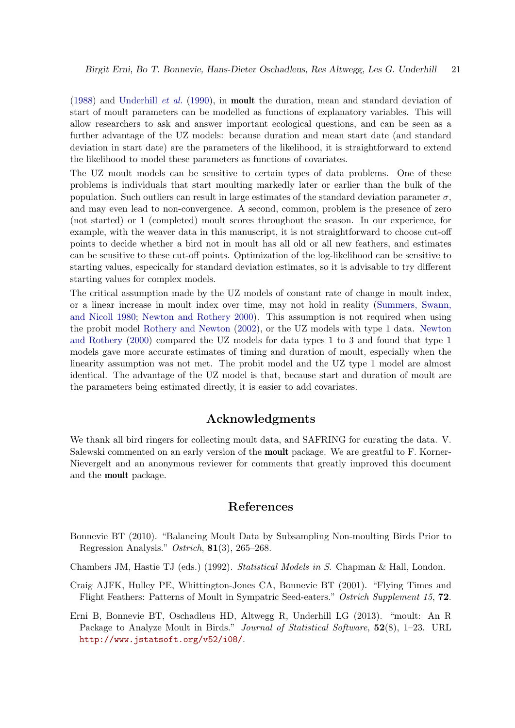(1988) and Underhill *et al.* (1990), in **moult** the duration, mean and standard deviation of start of moult parameters can be modelled as functions of explanatory variables. This will allow researchers to ask and answer important ecological questions, and can be seen as a further advantage of the UZ models: because duration and mean start date (and standard deviation in start date) are the parameters of the likelihood, it is straightforward to extend the likelihood to model these parameters as functions of covariates.

The UZ moult models can be sensitive to certain types of data problems. One of these problems is individuals that start moulting markedly later or earlier than the bulk of the population. Such outliers can result in large estimates of the standard deviation parameter $\sigma$, and may even lead to non-convergence. A second, common, problem is the presence of zero (not started) or 1 (completed) moult scores throughout the season. In our experience, for example, with the weaver data in this manuscript, it is not straightforward to choose cut-off points to decide whether a bird not in moult has all old or all new feathers, and estimates can be sensitive to these cut-off points. Optimization of the log-likelihood can be sensitive to starting values, especically for standard deviation estimates, so it is advisable to try different starting values for complex models.

The critical assumption made by the UZ models of constant rate of change in moult index, or a linear increase in moult index over time, may not hold in reality (Summers, Swann, and Nicoll 1980; Newton and Rothery 2000). This assumption is not required when using the probit model Rothery and Newton (2002), or the UZ models with type 1 data. Newton and Rothery (2000) compared the UZ models for data types 1 to 3 and found that type 1 models gave more accurate estimates of timing and duration of moult, especially when the linearity assumption was not met. The probit model and the UZ type 1 model are almost identical. The advantage of the UZ model is that, because start and duration of moult are the parameters being estimated directly, it is easier to add covariates.

## Acknowledgments

We thank all bird ringers for collecting moult data, and SAFRING for curating the data. V. Salewski commented on an early version of the **moult** package. We are greatful to F. Korner-Nievergelt and an anonymous reviewer for comments that greatly improved this document and the **moult** package.

## References

Bonnevie BT (2010). "Balancing Moult Data by Subsampling Non-moulting Birds Prior to Regression Analysis." *Ostrich*, **81**(3), 265–268.

Chambers JM, Hastie TJ (eds.) (1992). *Statistical Models in S*. Chapman & Hall, London.

Craig AJFK, Hulley PE, Whittington-Jones CA, Bonnevie BT (2001). "Flying Times and Flight Feathers: Patterns of Moult in Sympatric Seed-eaters." *Ostrich Supplement 15*, **72**.

Erni B, Bonnevie BT, Oschadleus HD, Altwegg R, Underhill LG (2013). "moult: An R Package to Analyze Moult in Birds." *Journal of Statistical Software*, **52**(8), 1–23. URL http://www.jstatsoft.org/v52/i08/.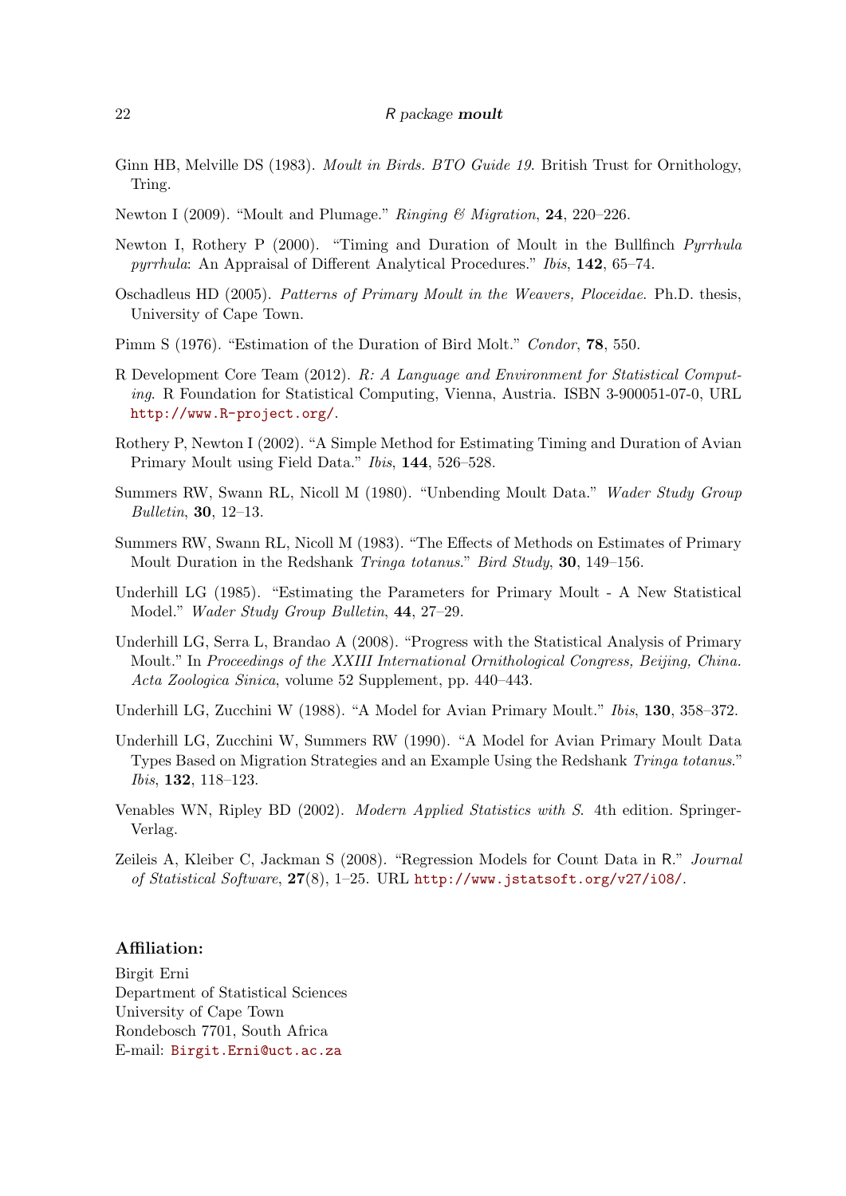Ginn HB, Melville DS (1983). *Moult in Birds. BTO Guide 19*. British Trust for Ornithology, Tring.

Newton I (2009). "Moult and Plumage." *Ringing & Migration*, **24**, 220–226.

Newton I, Rothery P (2000). "Timing and Duration of Moult in the Bullfinch *Pyrrhula pyrrhula*: An Appraisal of Different Analytical Procedures." *Ibis*, **142**, 65–74.

Oschadleus HD (2005). *Patterns of Primary Moult in the Weavers, Ploceidae*. Ph.D. thesis, University of Cape Town.

Pimm S (1976). "Estimation of the Duration of Bird Molt." *Condor*, **78**, 550.

R Development Core Team (2012). *R: A Language and Environment for Statistical Computing*. R Foundation for Statistical Computing, Vienna, Austria. ISBN 3-900051-07-0, URL http://www.R-project.org/.

Rothery P, Newton I (2002). "A Simple Method for Estimating Timing and Duration of Avian Primary Moult using Field Data." *Ibis*, **144**, 526–528.

Summers RW, Swann RL, Nicoll M (1980). "Unbending Moult Data." *Wader Study Group Bulletin*, **30**, 12–13.

Summers RW, Swann RL, Nicoll M (1983). "The Effects of Methods on Estimates of Primary Moult Duration in the Redshank *Tringa totanus*." *Bird Study*, **30**, 149–156.

Underhill LG (1985). "Estimating the Parameters for Primary Moult - A New Statistical Model." *Wader Study Group Bulletin*, **44**, 27–29.

Underhill LG, Serra L, Brandao A (2008). "Progress with the Statistical Analysis of Primary Moult." In *Proceedings of the XXIII International Ornithological Congress, Beijing, China. Acta Zoologica Sinica*, volume 52 Supplement, pp. 440–443.

Underhill LG, Zucchini W (1988). "A Model for Avian Primary Moult." *Ibis*, **130**, 358–372.

Underhill LG, Zucchini W, Summers RW (1990). "A Model for Avian Primary Moult Data Types Based on Migration Strategies and an Example Using the Redshank *Tringa totanus*." *Ibis*, **132**, 118–123.

Venables WN, Ripley BD (2002). *Modern Applied Statistics with S*. 4th edition. Springer-Verlag.

Zeileis A, Kleiber C, Jackman S (2008). "Regression Models for Count Data in R." *Journal of Statistical Software*, **27**(8), 1–25. URL http://www.jstatsoft.org/v27/i08/.

**Affiliation:**

Birgit Erni
Department of Statistical Sciences
University of Cape Town
Rondebosch 7701, South Africa
E-mail: Birgit.Erni@uct.ac.za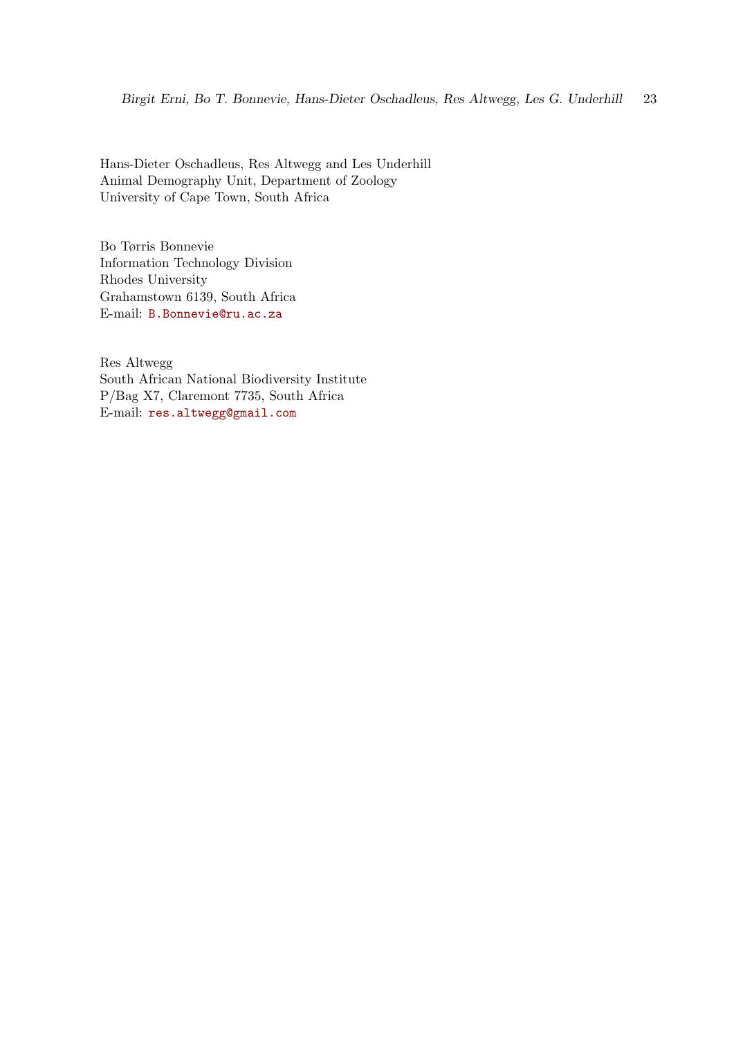Hans-Dieter Oschadleus, Res Altwegg and Les Underhill
Animal Demography Unit, Department of Zoology
University of Cape Town, South Africa

Bo Tørris Bonnevie
Information Technology Division
Rhodes University
Grahamstown 6139, South Africa
E-mail: B.Bonnevie@ru.ac.za

Res Altwegg
South African National Biodiversity Institute
P/Bag X7, Claremont 7735, South Africa
E-mail: res.altwegg@gmail.com